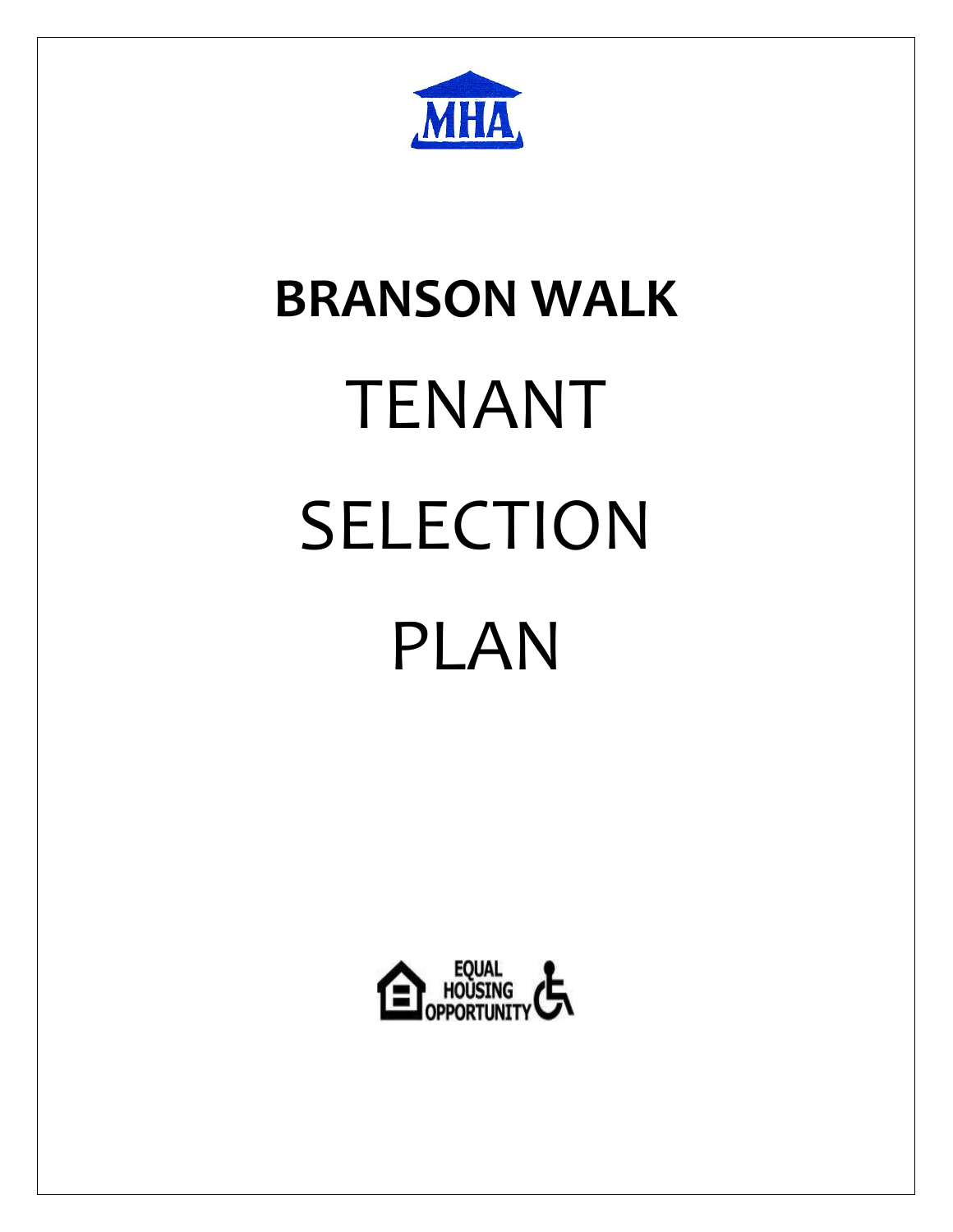MHA

# BRANSON WALK

# TENANT SELECTION PLAN

EQUAL HOUSING OPPORTUNITY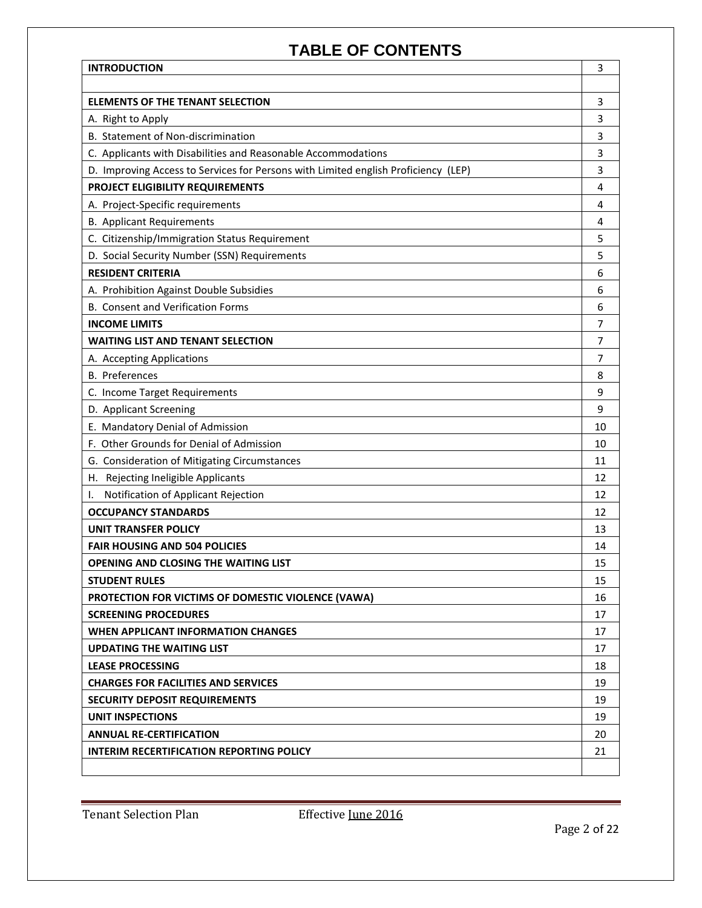# TABLE OF CONTENTS

| | |
|---|---|
| **INTRODUCTION** | 3 |
| | |
| **ELEMENTS OF THE TENANT SELECTION** | 3 |
| A. Right to Apply | 3 |
| B. Statement of Non-discrimination | 3 |
| C. Applicants with Disabilities and Reasonable Accommodations | 3 |
| D. Improving Access to Services for Persons with Limited english Proficiency (LEP) | 3 |
| **PROJECT ELIGIBILITY REQUIREMENTS** | 4 |
| A. Project-Specific requirements | 4 |
| B. Applicant Requirements | 4 |
| C. Citizenship/Immigration Status Requirement | 5 |
| D. Social Security Number (SSN) Requirements | 5 |
| **RESIDENT CRITERIA** | 6 |
| A. Prohibition Against Double Subsidies | 6 |
| B. Consent and Verification Forms | 6 |
| **INCOME LIMITS** | 7 |
| **WAITING LIST AND TENANT SELECTION** | 7 |
| A. Accepting Applications | 7 |
| B. Preferences | 8 |
| C. Income Target Requirements | 9 |
| D. Applicant Screening | 9 |
| E. Mandatory Denial of Admission | 10 |
| F. Other Grounds for Denial of Admission | 10 |
| G. Consideration of Mitigating Circumstances | 11 |
| H. Rejecting Ineligible Applicants | 12 |
| I. Notification of Applicant Rejection | 12 |
| **OCCUPANCY STANDARDS** | 12 |
| **UNIT TRANSFER POLICY** | 13 |
| **FAIR HOUSING AND 504 POLICIES** | 14 |
| **OPENING AND CLOSING THE WAITING LIST** | 15 |
| **STUDENT RULES** | 15 |
| **PROTECTION FOR VICTIMS OF DOMESTIC VIOLENCE (VAWA)** | 16 |
| **SCREENING PROCEDURES** | 17 |
| **WHEN APPLICANT INFORMATION CHANGES** | 17 |
| **UPDATING THE WAITING LIST** | 17 |
| **LEASE PROCESSING** | 18 |
| **CHARGES FOR FACILITIES AND SERVICES** | 19 |
| **SECURITY DEPOSIT REQUIREMENTS** | 19 |
| **UNIT INSPECTIONS** | 19 |
| **ANNUAL RE-CERTIFICATION** | 20 |
| **INTERIM RECERTIFICATION REPORTING POLICY** | 21 |
| | |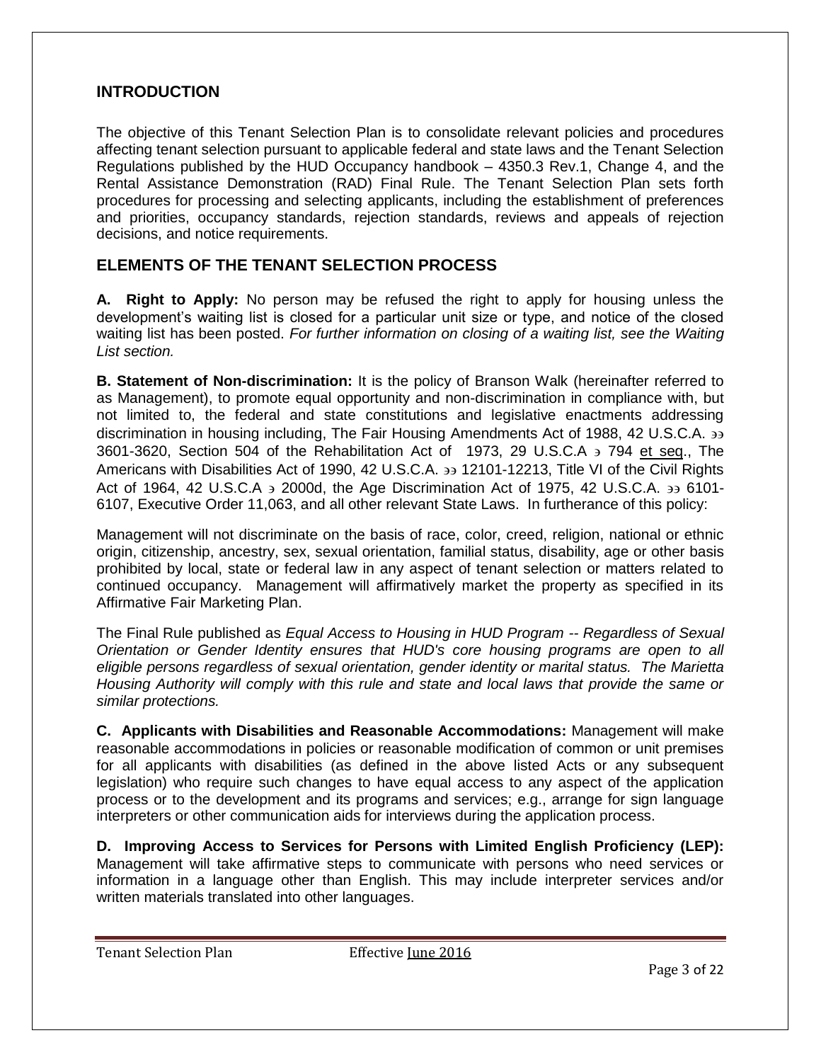## INTRODUCTION

The objective of this Tenant Selection Plan is to consolidate relevant policies and procedures affecting tenant selection pursuant to applicable federal and state laws and the Tenant Selection Regulations published by the HUD Occupancy handbook – 4350.3 Rev.1, Change 4, and the Rental Assistance Demonstration (RAD) Final Rule. The Tenant Selection Plan sets forth procedures for processing and selecting applicants, including the establishment of preferences and priorities, occupancy standards, rejection standards, reviews and appeals of rejection decisions, and notice requirements.

## ELEMENTS OF THE TENANT SELECTION PROCESS

**A. Right to Apply:** No person may be refused the right to apply for housing unless the development's waiting list is closed for a particular unit size or type, and notice of the closed waiting list has been posted. *For further information on closing of a waiting list, see the Waiting List section.*

**B. Statement of Non-discrimination:** It is the policy of Branson Walk (hereinafter referred to as Management), to promote equal opportunity and non-discrimination in compliance with, but not limited to, the federal and state constitutions and legislative enactments addressing discrimination in housing including, The Fair Housing Amendments Act of 1988, 42 U.S.C.A. ∋∋ 3601-3620, Section 504 of the Rehabilitation Act of 1973, 29 U.S.C.A ∋ 794 et seq., The Americans with Disabilities Act of 1990, 42 U.S.C.A. ∋∋ 12101-12213, Title VI of the Civil Rights Act of 1964, 42 U.S.C.A ∋ 2000d, the Age Discrimination Act of 1975, 42 U.S.C.A. ∋∋ 6101-6107, Executive Order 11,063, and all other relevant State Laws. In furtherance of this policy:

Management will not discriminate on the basis of race, color, creed, religion, national or ethnic origin, citizenship, ancestry, sex, sexual orientation, familial status, disability, age or other basis prohibited by local, state or federal law in any aspect of tenant selection or matters related to continued occupancy. Management will affirmatively market the property as specified in its Affirmative Fair Marketing Plan.

The Final Rule published as *Equal Access to Housing in HUD Program -- Regardless of Sexual Orientation or Gender Identity ensures that HUD's core housing programs are open to all eligible persons regardless of sexual orientation, gender identity or marital status. The Marietta Housing Authority will comply with this rule and state and local laws that provide the same or similar protections.*

**C. Applicants with Disabilities and Reasonable Accommodations:** Management will make reasonable accommodations in policies or reasonable modification of common or unit premises for all applicants with disabilities (as defined in the above listed Acts or any subsequent legislation) who require such changes to have equal access to any aspect of the application process or to the development and its programs and services; e.g., arrange for sign language interpreters or other communication aids for interviews during the application process.

**D. Improving Access to Services for Persons with Limited English Proficiency (LEP):** Management will take affirmative steps to communicate with persons who need services or information in a language other than English. This may include interpreter services and/or written materials translated into other languages.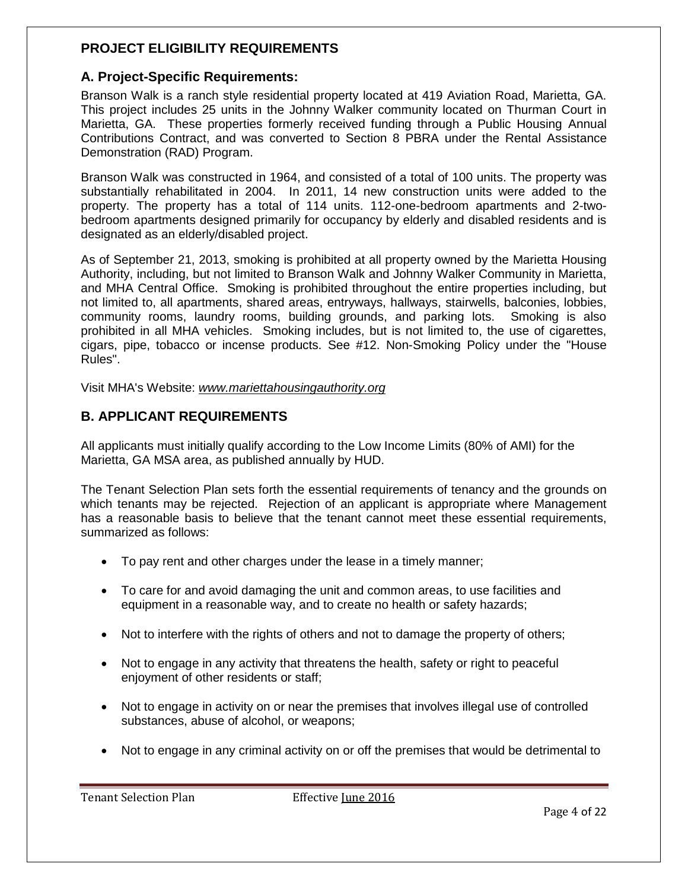## PROJECT ELIGIBILITY REQUIREMENTS

### A. Project-Specific Requirements:

Branson Walk is a ranch style residential property located at 419 Aviation Road, Marietta, GA. This project includes 25 units in the Johnny Walker community located on Thurman Court in Marietta, GA. These properties formerly received funding through a Public Housing Annual Contributions Contract, and was converted to Section 8 PBRA under the Rental Assistance Demonstration (RAD) Program.

Branson Walk was constructed in 1964, and consisted of a total of 100 units. The property was substantially rehabilitated in 2004. In 2011, 14 new construction units were added to the property. The property has a total of 114 units. 112-one-bedroom apartments and 2-two-bedroom apartments designed primarily for occupancy by elderly and disabled residents and is designated as an elderly/disabled project.

As of September 21, 2013, smoking is prohibited at all property owned by the Marietta Housing Authority, including, but not limited to Branson Walk and Johnny Walker Community in Marietta, and MHA Central Office. Smoking is prohibited throughout the entire properties including, but not limited to, all apartments, shared areas, entryways, hallways, stairwells, balconies, lobbies, community rooms, laundry rooms, building grounds, and parking lots. Smoking is also prohibited in all MHA vehicles. Smoking includes, but is not limited to, the use of cigarettes, cigars, pipe, tobacco or incense products. See #12. Non-Smoking Policy under the "House Rules".

Visit MHA's Website: *www.mariettahousingauthority.org*

### B. APPLICANT REQUIREMENTS

All applicants must initially qualify according to the Low Income Limits (80% of AMI) for the Marietta, GA MSA area, as published annually by HUD.

The Tenant Selection Plan sets forth the essential requirements of tenancy and the grounds on which tenants may be rejected. Rejection of an applicant is appropriate where Management has a reasonable basis to believe that the tenant cannot meet these essential requirements, summarized as follows:

- To pay rent and other charges under the lease in a timely manner;
- To care for and avoid damaging the unit and common areas, to use facilities and equipment in a reasonable way, and to create no health or safety hazards;
- Not to interfere with the rights of others and not to damage the property of others;
- Not to engage in any activity that threatens the health, safety or right to peaceful enjoyment of other residents or staff;
- Not to engage in activity on or near the premises that involves illegal use of controlled substances, abuse of alcohol, or weapons;
- Not to engage in any criminal activity on or off the premises that would be detrimental to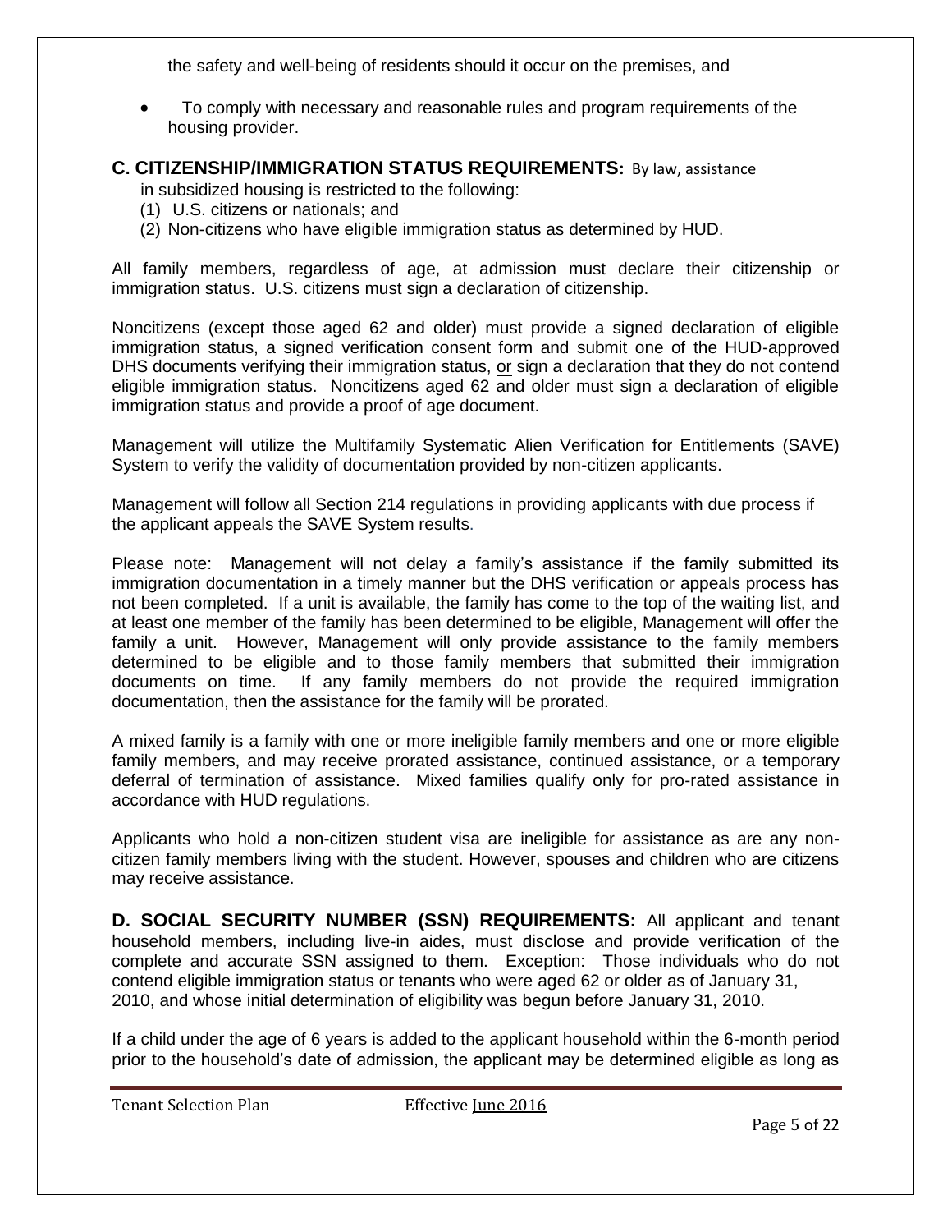the safety and well-being of residents should it occur on the premises, and

- To comply with necessary and reasonable rules and program requirements of the housing provider.

### C. CITIZENSHIP/IMMIGRATION STATUS REQUIREMENTS: By law, assistance in subsidized housing is restricted to the following:

(1) U.S. citizens or nationals; and
(2) Non-citizens who have eligible immigration status as determined by HUD.

All family members, regardless of age, at admission must declare their citizenship or immigration status. U.S. citizens must sign a declaration of citizenship.

Noncitizens (except those aged 62 and older) must provide a signed declaration of eligible immigration status, a signed verification consent form and submit one of the HUD-approved DHS documents verifying their immigration status, or sign a declaration that they do not contend eligible immigration status. Noncitizens aged 62 and older must sign a declaration of eligible immigration status and provide a proof of age document.

Management will utilize the Multifamily Systematic Alien Verification for Entitlements (SAVE) System to verify the validity of documentation provided by non-citizen applicants.

Management will follow all Section 214 regulations in providing applicants with due process if the applicant appeals the SAVE System results.

Please note: Management will not delay a family's assistance if the family submitted its immigration documentation in a timely manner but the DHS verification or appeals process has not been completed. If a unit is available, the family has come to the top of the waiting list, and at least one member of the family has been determined to be eligible, Management will offer the family a unit. However, Management will only provide assistance to the family members determined to be eligible and to those family members that submitted their immigration documents on time. If any family members do not provide the required immigration documentation, then the assistance for the family will be prorated.

A mixed family is a family with one or more ineligible family members and one or more eligible family members, and may receive prorated assistance, continued assistance, or a temporary deferral of termination of assistance. Mixed families qualify only for pro-rated assistance in accordance with HUD regulations.

Applicants who hold a non-citizen student visa are ineligible for assistance as are any non-citizen family members living with the student. However, spouses and children who are citizens may receive assistance.

**D. SOCIAL SECURITY NUMBER (SSN) REQUIREMENTS:** All applicant and tenant household members, including live-in aides, must disclose and provide verification of the complete and accurate SSN assigned to them. Exception: Those individuals who do not contend eligible immigration status or tenants who were aged 62 or older as of January 31, 2010, and whose initial determination of eligibility was begun before January 31, 2010.

If a child under the age of 6 years is added to the applicant household within the 6-month period prior to the household's date of admission, the applicant may be determined eligible as long as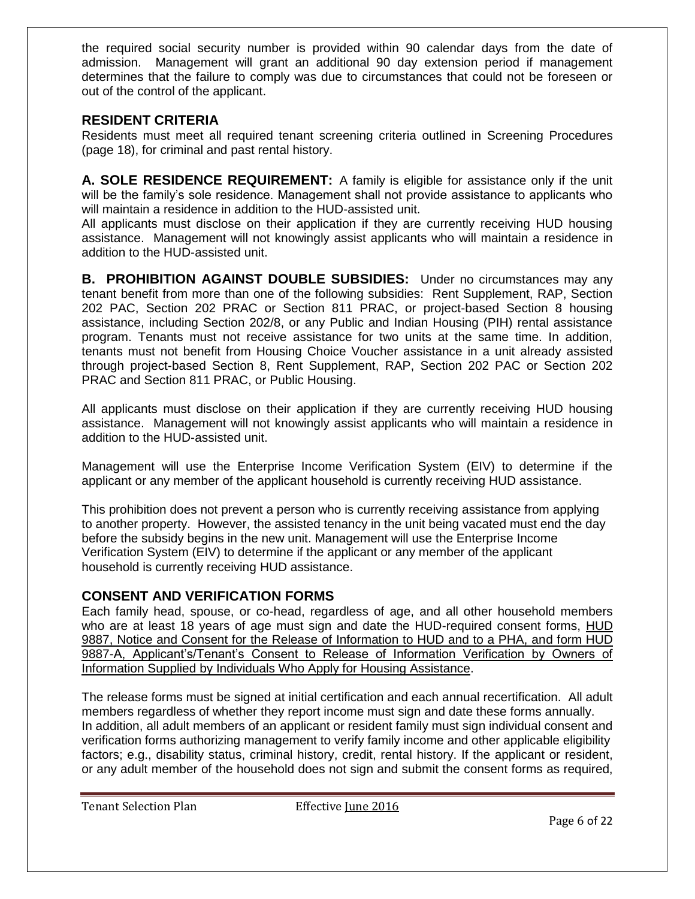the required social security number is provided within 90 calendar days from the date of admission. Management will grant an additional 90 day extension period if management determines that the failure to comply was due to circumstances that could not be foreseen or out of the control of the applicant.

## RESIDENT CRITERIA

Residents must meet all required tenant screening criteria outlined in Screening Procedures (page 18), for criminal and past rental history.

**A. SOLE RESIDENCE REQUIREMENT:** A family is eligible for assistance only if the unit will be the family's sole residence. Management shall not provide assistance to applicants who will maintain a residence in addition to the HUD-assisted unit.
All applicants must disclose on their application if they are currently receiving HUD housing assistance. Management will not knowingly assist applicants who will maintain a residence in addition to the HUD-assisted unit.

**B. PROHIBITION AGAINST DOUBLE SUBSIDIES:** Under no circumstances may any tenant benefit from more than one of the following subsidies: Rent Supplement, RAP, Section 202 PAC, Section 202 PRAC or Section 811 PRAC, or project-based Section 8 housing assistance, including Section 202/8, or any Public and Indian Housing (PIH) rental assistance program. Tenants must not receive assistance for two units at the same time. In addition, tenants must not benefit from Housing Choice Voucher assistance in a unit already assisted through project-based Section 8, Rent Supplement, RAP, Section 202 PAC or Section 202 PRAC and Section 811 PRAC, or Public Housing.

All applicants must disclose on their application if they are currently receiving HUD housing assistance. Management will not knowingly assist applicants who will maintain a residence in addition to the HUD-assisted unit.

Management will use the Enterprise Income Verification System (EIV) to determine if the applicant or any member of the applicant household is currently receiving HUD assistance.

This prohibition does not prevent a person who is currently receiving assistance from applying to another property. However, the assisted tenancy in the unit being vacated must end the day before the subsidy begins in the new unit. Management will use the Enterprise Income Verification System (EIV) to determine if the applicant or any member of the applicant household is currently receiving HUD assistance.

## CONSENT AND VERIFICATION FORMS

Each family head, spouse, or co-head, regardless of age, and all other household members who are at least 18 years of age must sign and date the HUD-required consent forms, HUD 9887, Notice and Consent for the Release of Information to HUD and to a PHA, and form HUD 9887-A, Applicant's/Tenant's Consent to Release of Information Verification by Owners of Information Supplied by Individuals Who Apply for Housing Assistance.

The release forms must be signed at initial certification and each annual recertification. All adult members regardless of whether they report income must sign and date these forms annually.
In addition, all adult members of an applicant or resident family must sign individual consent and verification forms authorizing management to verify family income and other applicable eligibility factors; e.g., disability status, criminal history, credit, rental history. If the applicant or resident, or any adult member of the household does not sign and submit the consent forms as required,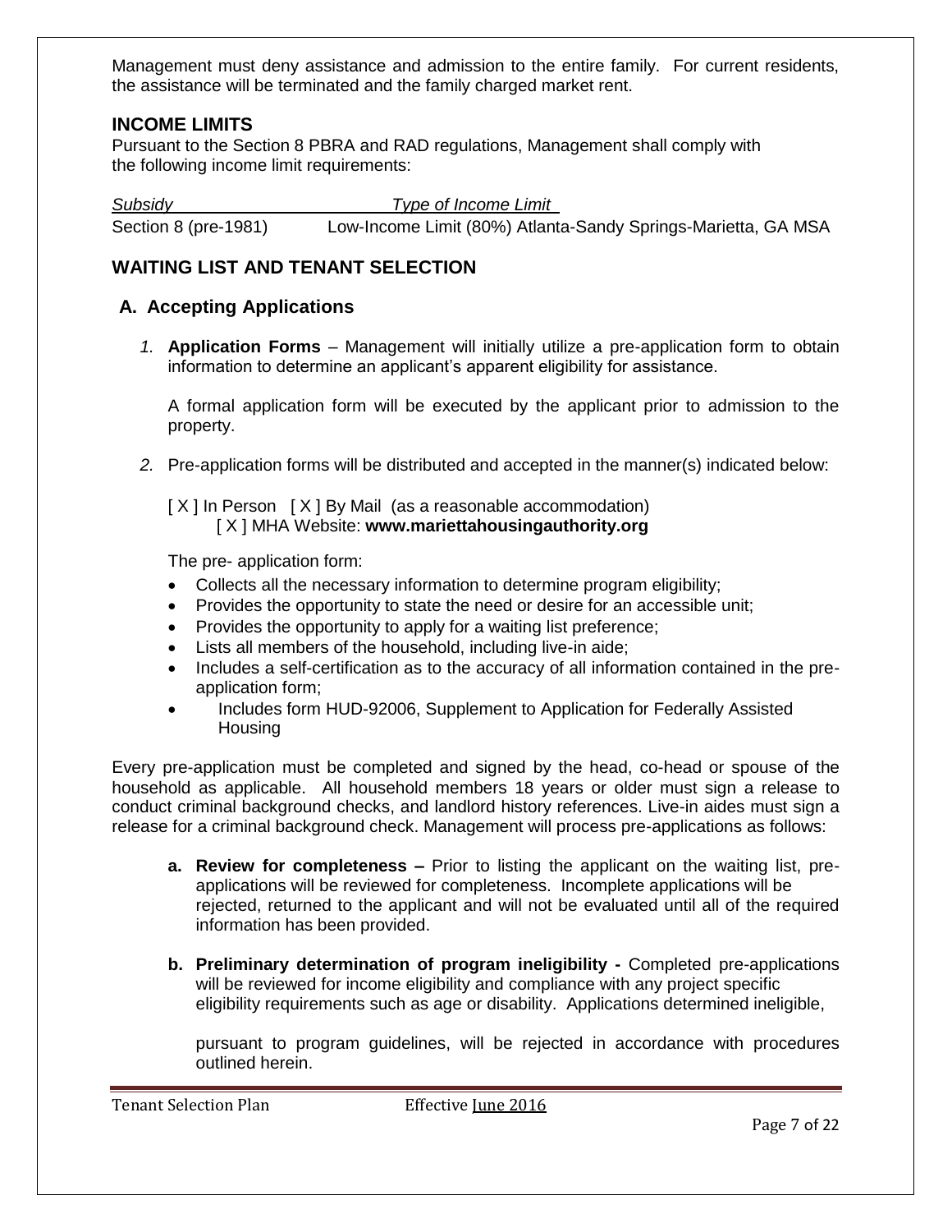Management must deny assistance and admission to the entire family. For current residents, the assistance will be terminated and the family charged market rent.

## INCOME LIMITS

Pursuant to the Section 8 PBRA and RAD regulations, Management shall comply with the following income limit requirements:

| *Subsidy* | *Type of Income Limit* |
|---|---|
| Section 8 (pre-1981) | Low-Income Limit (80%) Atlanta-Sandy Springs-Marietta, GA MSA |

## WAITING LIST AND TENANT SELECTION

### A. Accepting Applications

1. **Application Forms** – Management will initially utilize a pre-application form to obtain information to determine an applicant's apparent eligibility for assistance.

   A formal application form will be executed by the applicant prior to admission to the property.

2. Pre-application forms will be distributed and accepted in the manner(s) indicated below:

   [ X ] In Person [ X ] By Mail (as a reasonable accommodation)
   [ X ] MHA Website: **www.mariettahousingauthority.org**

   The pre- application form:

   - Collects all the necessary information to determine program eligibility;
   - Provides the opportunity to state the need or desire for an accessible unit;
   - Provides the opportunity to apply for a waiting list preference;
   - Lists all members of the household, including live-in aide;
   - Includes a self-certification as to the accuracy of all information contained in the pre-application form;
   - Includes form HUD-92006, Supplement to Application for Federally Assisted Housing

Every pre-application must be completed and signed by the head, co-head or spouse of the household as applicable. All household members 18 years or older must sign a release to conduct criminal background checks, and landlord history references. Live-in aides must sign a release for a criminal background check. Management will process pre-applications as follows:

a. **Review for completeness –** Prior to listing the applicant on the waiting list, pre-applications will be reviewed for completeness. Incomplete applications will be rejected, returned to the applicant and will not be evaluated until all of the required information has been provided.

b. **Preliminary determination of program ineligibility -** Completed pre-applications will be reviewed for income eligibility and compliance with any project specific eligibility requirements such as age or disability. Applications determined ineligible,

   pursuant to program guidelines, will be rejected in accordance with procedures outlined herein.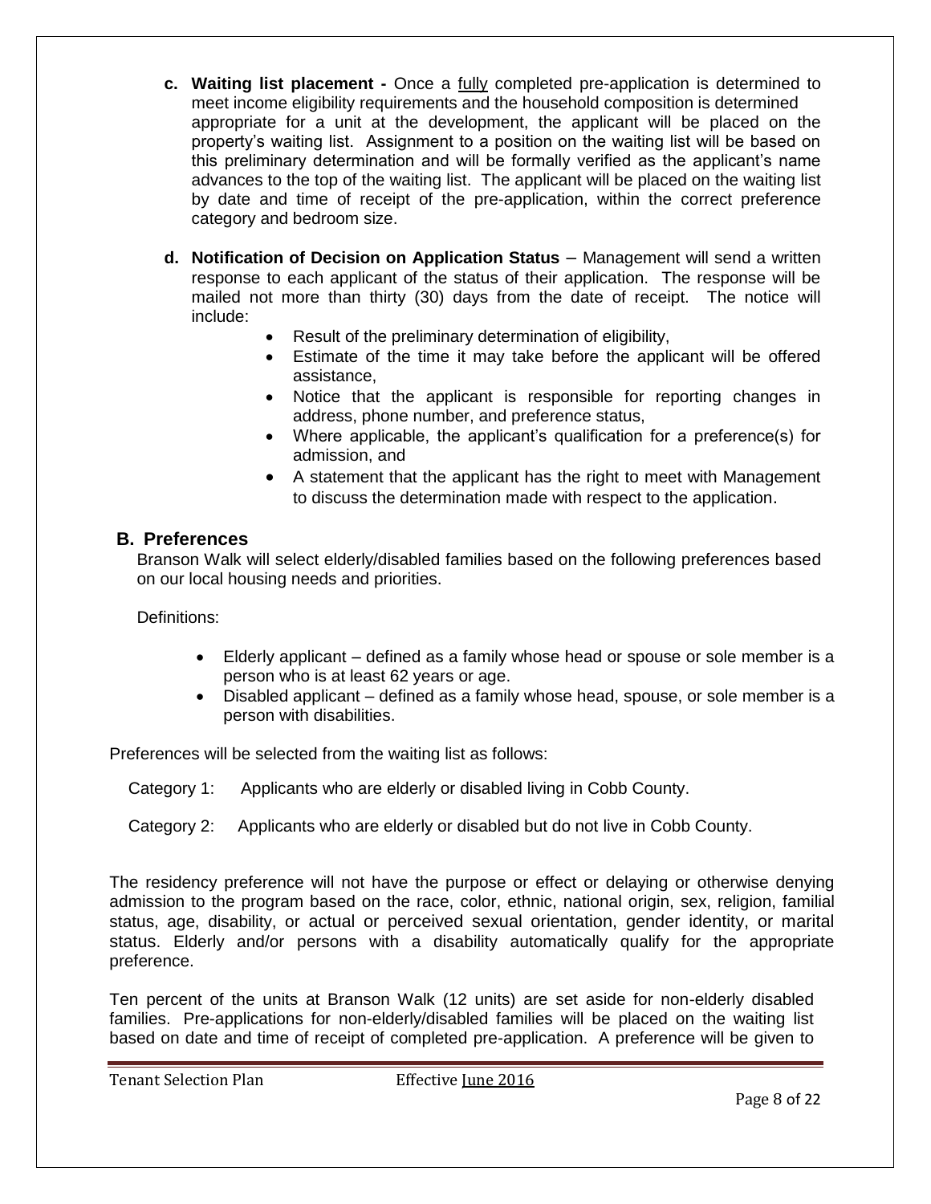**c. Waiting list placement -** Once a fully completed pre-application is determined to meet income eligibility requirements and the household composition is determined appropriate for a unit at the development, the applicant will be placed on the property's waiting list. Assignment to a position on the waiting list will be based on this preliminary determination and will be formally verified as the applicant's name advances to the top of the waiting list. The applicant will be placed on the waiting list by date and time of receipt of the pre-application, within the correct preference category and bedroom size.

**d. Notification of Decision on Application Status** – Management will send a written response to each applicant of the status of their application. The response will be mailed not more than thirty (30) days from the date of receipt. The notice will include:

- Result of the preliminary determination of eligibility,
- Estimate of the time it may take before the applicant will be offered assistance,
- Notice that the applicant is responsible for reporting changes in address, phone number, and preference status,
- Where applicable, the applicant's qualification for a preference(s) for admission, and
- A statement that the applicant has the right to meet with Management to discuss the determination made with respect to the application.

## B. Preferences

Branson Walk will select elderly/disabled families based on the following preferences based on our local housing needs and priorities.

Definitions:

- Elderly applicant – defined as a family whose head or spouse or sole member is a person who is at least 62 years or age.
- Disabled applicant – defined as a family whose head, spouse, or sole member is a person with disabilities.

Preferences will be selected from the waiting list as follows:

Category 1: Applicants who are elderly or disabled living in Cobb County.

Category 2: Applicants who are elderly or disabled but do not live in Cobb County.

The residency preference will not have the purpose or effect or delaying or otherwise denying admission to the program based on the race, color, ethnic, national origin, sex, religion, familial status, age, disability, or actual or perceived sexual orientation, gender identity, or marital status. Elderly and/or persons with a disability automatically qualify for the appropriate preference.

Ten percent of the units at Branson Walk (12 units) are set aside for non-elderly disabled families. Pre-applications for non-elderly/disabled families will be placed on the waiting list based on date and time of receipt of completed pre-application. A preference will be given to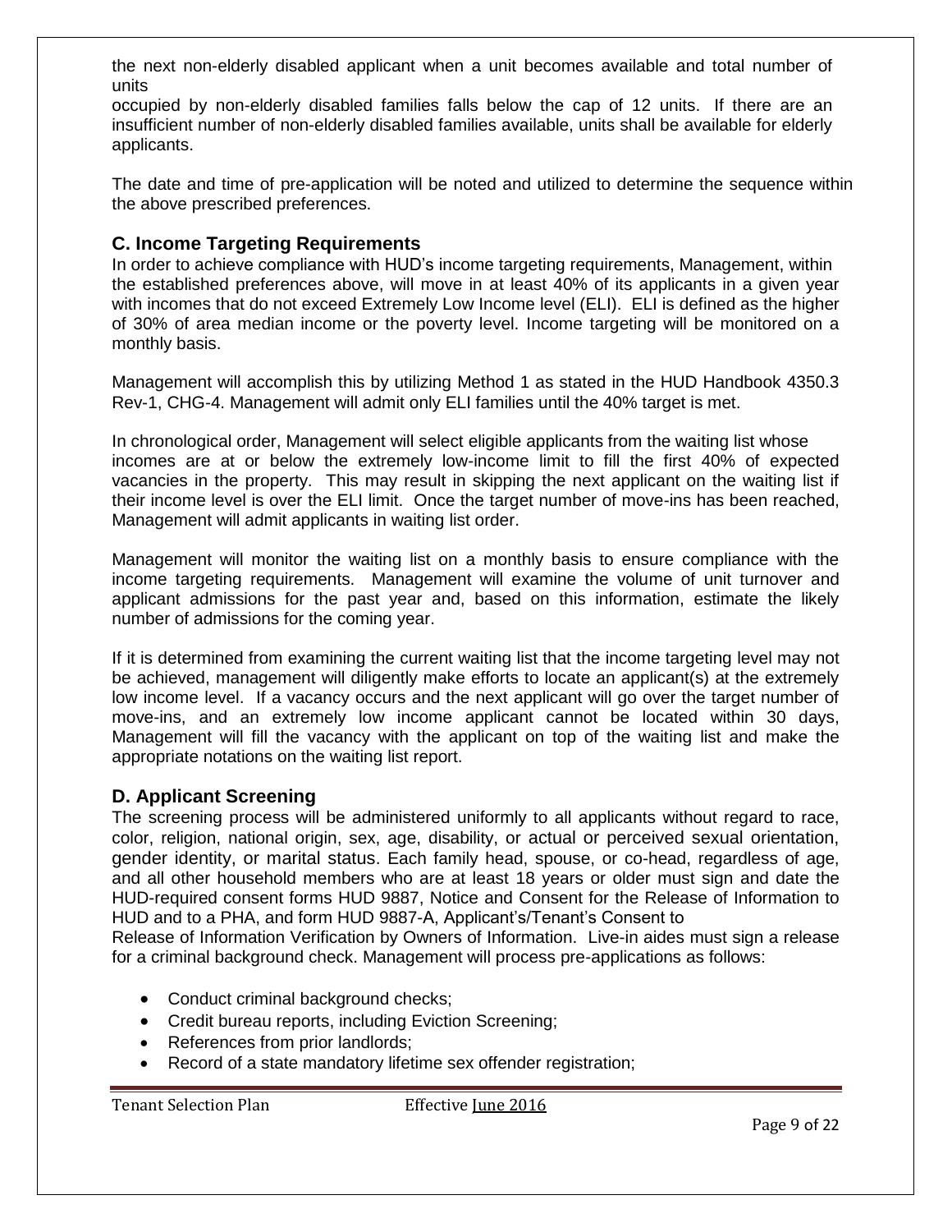the next non-elderly disabled applicant when a unit becomes available and total number of units occupied by non-elderly disabled families falls below the cap of 12 units. If there are an insufficient number of non-elderly disabled families available, units shall be available for elderly applicants.

The date and time of pre-application will be noted and utilized to determine the sequence within the above prescribed preferences.

## C. Income Targeting Requirements

In order to achieve compliance with HUD's income targeting requirements, Management, within the established preferences above, will move in at least 40% of its applicants in a given year with incomes that do not exceed Extremely Low Income level (ELI). ELI is defined as the higher of 30% of area median income or the poverty level. Income targeting will be monitored on a monthly basis.

Management will accomplish this by utilizing Method 1 as stated in the HUD Handbook 4350.3 Rev-1, CHG-4. Management will admit only ELI families until the 40% target is met.

In chronological order, Management will select eligible applicants from the waiting list whose incomes are at or below the extremely low-income limit to fill the first 40% of expected vacancies in the property. This may result in skipping the next applicant on the waiting list if their income level is over the ELI limit. Once the target number of move-ins has been reached, Management will admit applicants in waiting list order.

Management will monitor the waiting list on a monthly basis to ensure compliance with the income targeting requirements. Management will examine the volume of unit turnover and applicant admissions for the past year and, based on this information, estimate the likely number of admissions for the coming year.

If it is determined from examining the current waiting list that the income targeting level may not be achieved, management will diligently make efforts to locate an applicant(s) at the extremely low income level. If a vacancy occurs and the next applicant will go over the target number of move-ins, and an extremely low income applicant cannot be located within 30 days, Management will fill the vacancy with the applicant on top of the waiting list and make the appropriate notations on the waiting list report.

## D. Applicant Screening

The screening process will be administered uniformly to all applicants without regard to race, color, religion, national origin, sex, age, disability, or actual or perceived sexual orientation, gender identity, or marital status. Each family head, spouse, or co-head, regardless of age, and all other household members who are at least 18 years or older must sign and date the HUD-required consent forms HUD 9887, Notice and Consent for the Release of Information to HUD and to a PHA, and form HUD 9887-A, Applicant's/Tenant's Consent to Release of Information Verification by Owners of Information. Live-in aides must sign a release for a criminal background check. Management will process pre-applications as follows:

- Conduct criminal background checks;
- Credit bureau reports, including Eviction Screening;
- References from prior landlords;
- Record of a state mandatory lifetime sex offender registration;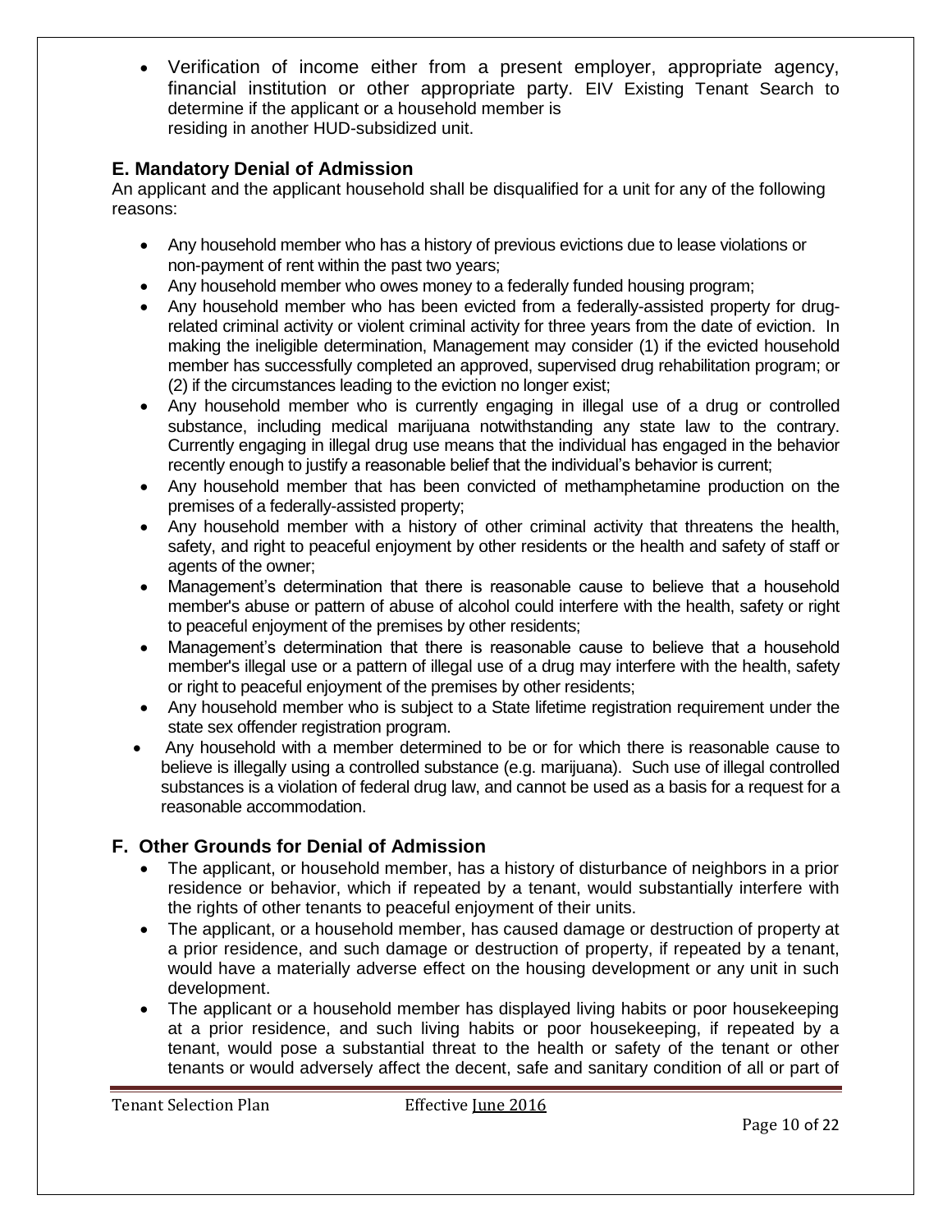- Verification of income either from a present employer, appropriate agency, financial institution or other appropriate party. EIV Existing Tenant Search to determine if the applicant or a household member is residing in another HUD-subsidized unit.

## E. Mandatory Denial of Admission

An applicant and the applicant household shall be disqualified for a unit for any of the following reasons:

- Any household member who has a history of previous evictions due to lease violations or non-payment of rent within the past two years;
- Any household member who owes money to a federally funded housing program;
- Any household member who has been evicted from a federally-assisted property for drug-related criminal activity or violent criminal activity for three years from the date of eviction. In making the ineligible determination, Management may consider (1) if the evicted household member has successfully completed an approved, supervised drug rehabilitation program; or (2) if the circumstances leading to the eviction no longer exist;
- Any household member who is currently engaging in illegal use of a drug or controlled substance, including medical marijuana notwithstanding any state law to the contrary. Currently engaging in illegal drug use means that the individual has engaged in the behavior recently enough to justify a reasonable belief that the individual's behavior is current;
- Any household member that has been convicted of methamphetamine production on the premises of a federally-assisted property;
- Any household member with a history of other criminal activity that threatens the health, safety, and right to peaceful enjoyment by other residents or the health and safety of staff or agents of the owner;
- Management's determination that there is reasonable cause to believe that a household member's abuse or pattern of abuse of alcohol could interfere with the health, safety or right to peaceful enjoyment of the premises by other residents;
- Management's determination that there is reasonable cause to believe that a household member's illegal use or a pattern of illegal use of a drug may interfere with the health, safety or right to peaceful enjoyment of the premises by other residents;
- Any household member who is subject to a State lifetime registration requirement under the state sex offender registration program.
- Any household with a member determined to be or for which there is reasonable cause to believe is illegally using a controlled substance (e.g. marijuana). Such use of illegal controlled substances is a violation of federal drug law, and cannot be used as a basis for a request for a reasonable accommodation.

## F. Other Grounds for Denial of Admission

- The applicant, or household member, has a history of disturbance of neighbors in a prior residence or behavior, which if repeated by a tenant, would substantially interfere with the rights of other tenants to peaceful enjoyment of their units.
- The applicant, or a household member, has caused damage or destruction of property at a prior residence, and such damage or destruction of property, if repeated by a tenant, would have a materially adverse effect on the housing development or any unit in such development.
- The applicant or a household member has displayed living habits or poor housekeeping at a prior residence, and such living habits or poor housekeeping, if repeated by a tenant, would pose a substantial threat to the health or safety of the tenant or other tenants or would adversely affect the decent, safe and sanitary condition of all or part of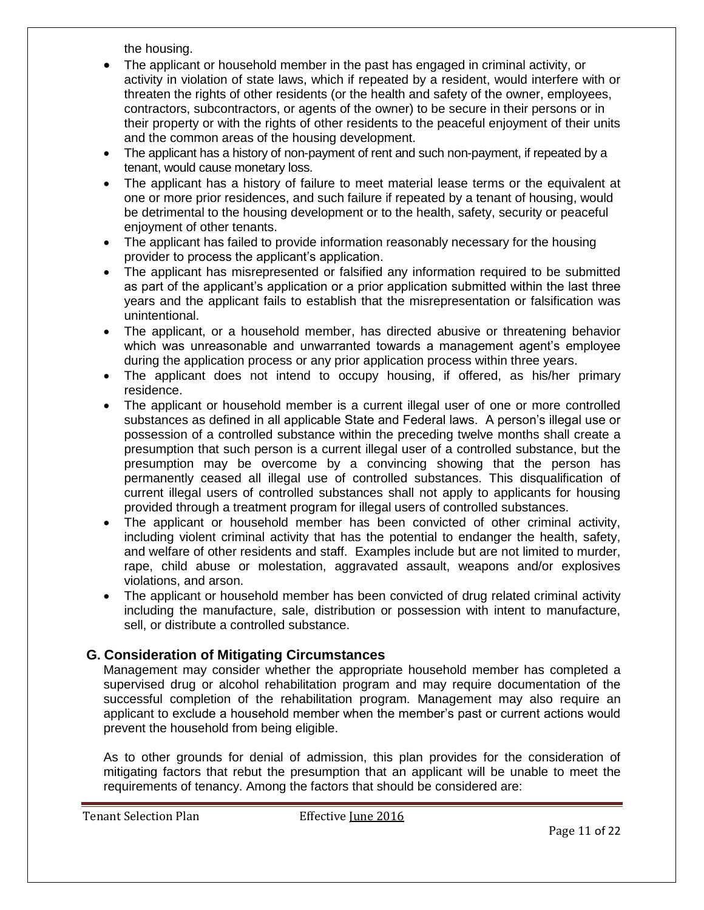the housing.

- The applicant or household member in the past has engaged in criminal activity, or activity in violation of state laws, which if repeated by a resident, would interfere with or threaten the rights of other residents (or the health and safety of the owner, employees, contractors, subcontractors, or agents of the owner) to be secure in their persons or in their property or with the rights of other residents to the peaceful enjoyment of their units and the common areas of the housing development.
- The applicant has a history of non-payment of rent and such non-payment, if repeated by a tenant, would cause monetary loss.
- The applicant has a history of failure to meet material lease terms or the equivalent at one or more prior residences, and such failure if repeated by a tenant of housing, would be detrimental to the housing development or to the health, safety, security or peaceful enjoyment of other tenants.
- The applicant has failed to provide information reasonably necessary for the housing provider to process the applicant's application.
- The applicant has misrepresented or falsified any information required to be submitted as part of the applicant's application or a prior application submitted within the last three years and the applicant fails to establish that the misrepresentation or falsification was unintentional.
- The applicant, or a household member, has directed abusive or threatening behavior which was unreasonable and unwarranted towards a management agent's employee during the application process or any prior application process within three years.
- The applicant does not intend to occupy housing, if offered, as his/her primary residence.
- The applicant or household member is a current illegal user of one or more controlled substances as defined in all applicable State and Federal laws. A person's illegal use or possession of a controlled substance within the preceding twelve months shall create a presumption that such person is a current illegal user of a controlled substance, but the presumption may be overcome by a convincing showing that the person has permanently ceased all illegal use of controlled substances. This disqualification of current illegal users of controlled substances shall not apply to applicants for housing provided through a treatment program for illegal users of controlled substances.
- The applicant or household member has been convicted of other criminal activity, including violent criminal activity that has the potential to endanger the health, safety, and welfare of other residents and staff. Examples include but are not limited to murder, rape, child abuse or molestation, aggravated assault, weapons and/or explosives violations, and arson.
- The applicant or household member has been convicted of drug related criminal activity including the manufacture, sale, distribution or possession with intent to manufacture, sell, or distribute a controlled substance.

## G. Consideration of Mitigating Circumstances

Management may consider whether the appropriate household member has completed a supervised drug or alcohol rehabilitation program and may require documentation of the successful completion of the rehabilitation program. Management may also require an applicant to exclude a household member when the member's past or current actions would prevent the household from being eligible.

As to other grounds for denial of admission, this plan provides for the consideration of mitigating factors that rebut the presumption that an applicant will be unable to meet the requirements of tenancy. Among the factors that should be considered are: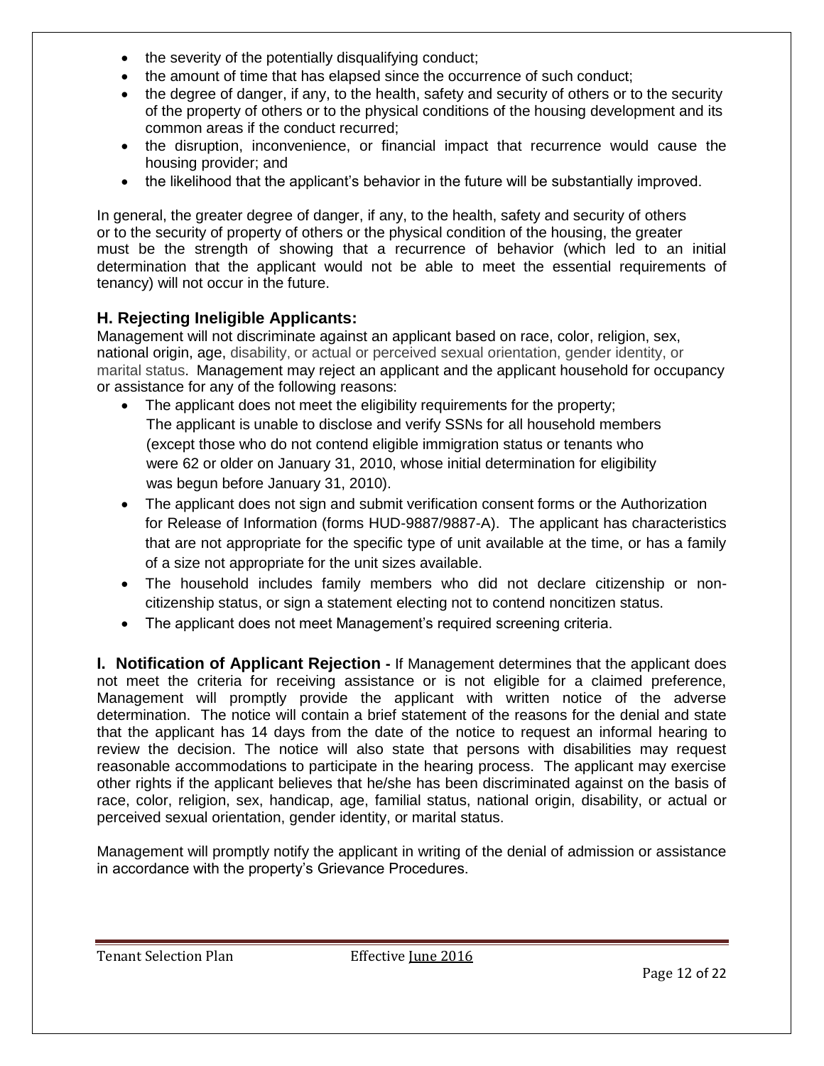- the severity of the potentially disqualifying conduct;
- the amount of time that has elapsed since the occurrence of such conduct;
- the degree of danger, if any, to the health, safety and security of others or to the security of the property of others or to the physical conditions of the housing development and its common areas if the conduct recurred;
- the disruption, inconvenience, or financial impact that recurrence would cause the housing provider; and
- the likelihood that the applicant's behavior in the future will be substantially improved.

In general, the greater degree of danger, if any, to the health, safety and security of others or to the security of property of others or the physical condition of the housing, the greater must be the strength of showing that a recurrence of behavior (which led to an initial determination that the applicant would not be able to meet the essential requirements of tenancy) will not occur in the future.

### H. Rejecting Ineligible Applicants:

Management will not discriminate against an applicant based on race, color, religion, sex, national origin, age, disability, or actual or perceived sexual orientation, gender identity, or marital status. Management may reject an applicant and the applicant household for occupancy or assistance for any of the following reasons:

- The applicant does not meet the eligibility requirements for the property; The applicant is unable to disclose and verify SSNs for all household members (except those who do not contend eligible immigration status or tenants who were 62 or older on January 31, 2010, whose initial determination for eligibility was begun before January 31, 2010).
- The applicant does not sign and submit verification consent forms or the Authorization for Release of Information (forms HUD-9887/9887-A). The applicant has characteristics that are not appropriate for the specific type of unit available at the time, or has a family of a size not appropriate for the unit sizes available.
- The household includes family members who did not declare citizenship or non-citizenship status, or sign a statement electing not to contend noncitizen status.
- The applicant does not meet Management's required screening criteria.

**I. Notification of Applicant Rejection -** If Management determines that the applicant does not meet the criteria for receiving assistance or is not eligible for a claimed preference, Management will promptly provide the applicant with written notice of the adverse determination. The notice will contain a brief statement of the reasons for the denial and state that the applicant has 14 days from the date of the notice to request an informal hearing to review the decision. The notice will also state that persons with disabilities may request reasonable accommodations to participate in the hearing process. The applicant may exercise other rights if the applicant believes that he/she has been discriminated against on the basis of race, color, religion, sex, handicap, age, familial status, national origin, disability, or actual or perceived sexual orientation, gender identity, or marital status.

Management will promptly notify the applicant in writing of the denial of admission or assistance in accordance with the property's Grievance Procedures.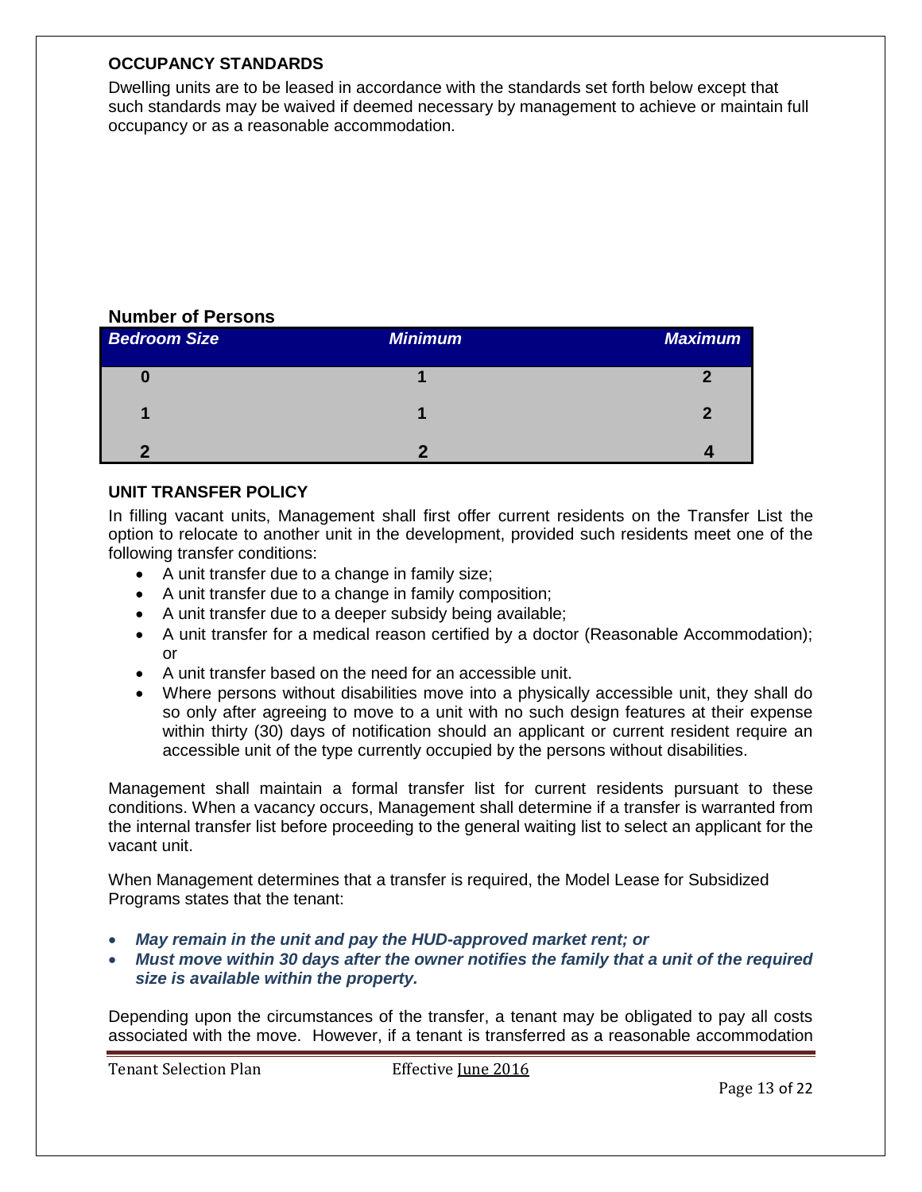## OCCUPANCY STANDARDS

Dwelling units are to be leased in accordance with the standards set forth below except that such standards may be waived if deemed necessary by management to achieve or maintain full occupancy or as a reasonable accommodation.

### Number of Persons

| *Bedroom Size* | *Minimum* | *Maximum* |
|---|---|---|
| **0** | **1** | **2** |
| **1** | **1** | **2** |
| **2** | **2** | **4** |

## UNIT TRANSFER POLICY

In filling vacant units, Management shall first offer current residents on the Transfer List the option to relocate to another unit in the development, provided such residents meet one of the following transfer conditions:

- A unit transfer due to a change in family size;
- A unit transfer due to a change in family composition;
- A unit transfer due to a deeper subsidy being available;
- A unit transfer for a medical reason certified by a doctor (Reasonable Accommodation); or
- A unit transfer based on the need for an accessible unit.
- Where persons without disabilities move into a physically accessible unit, they shall do so only after agreeing to move to a unit with no such design features at their expense within thirty (30) days of notification should an applicant or current resident require an accessible unit of the type currently occupied by the persons without disabilities.

Management shall maintain a formal transfer list for current residents pursuant to these conditions. When a vacancy occurs, Management shall determine if a transfer is warranted from the internal transfer list before proceeding to the general waiting list to select an applicant for the vacant unit.

When Management determines that a transfer is required, the Model Lease for Subsidized Programs states that the tenant:

- ***May remain in the unit and pay the HUD-approved market rent; or***
- ***Must move within 30 days after the owner notifies the family that a unit of the required size is available within the property.***

Depending upon the circumstances of the transfer, a tenant may be obligated to pay all costs associated with the move. However, if a tenant is transferred as a reasonable accommodation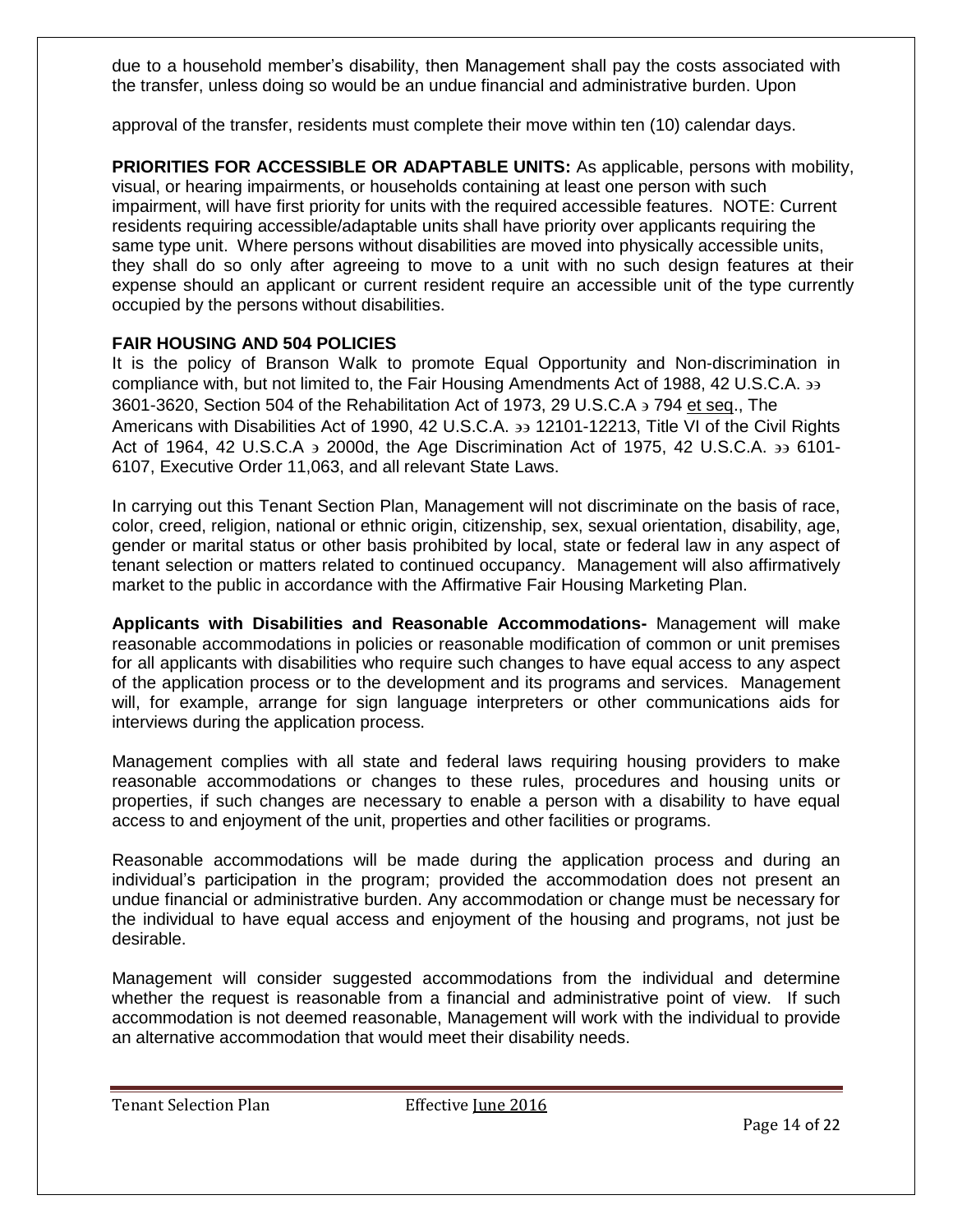due to a household member's disability, then Management shall pay the costs associated with the transfer, unless doing so would be an undue financial and administrative burden. Upon

approval of the transfer, residents must complete their move within ten (10) calendar days.

**PRIORITIES FOR ACCESSIBLE OR ADAPTABLE UNITS:** As applicable, persons with mobility, visual, or hearing impairments, or households containing at least one person with such impairment, will have first priority for units with the required accessible features. NOTE: Current residents requiring accessible/adaptable units shall have priority over applicants requiring the same type unit. Where persons without disabilities are moved into physically accessible units, they shall do so only after agreeing to move to a unit with no such design features at their expense should an applicant or current resident require an accessible unit of the type currently occupied by the persons without disabilities.

**FAIR HOUSING AND 504 POLICIES**

It is the policy of Branson Walk to promote Equal Opportunity and Non-discrimination in compliance with, but not limited to, the Fair Housing Amendments Act of 1988, 42 U.S.C.A. ϶϶ 3601-3620, Section 504 of the Rehabilitation Act of 1973, 29 U.S.C.A ϶ 794 et seq., The Americans with Disabilities Act of 1990, 42 U.S.C.A. ϶϶ 12101-12213, Title VI of the Civil Rights Act of 1964, 42 U.S.C.A ϶ 2000d, the Age Discrimination Act of 1975, 42 U.S.C.A. ϶϶ 6101-6107, Executive Order 11,063, and all relevant State Laws.

In carrying out this Tenant Section Plan, Management will not discriminate on the basis of race, color, creed, religion, national or ethnic origin, citizenship, sex, sexual orientation, disability, age, gender or marital status or other basis prohibited by local, state or federal law in any aspect of tenant selection or matters related to continued occupancy. Management will also affirmatively market to the public in accordance with the Affirmative Fair Housing Marketing Plan.

**Applicants with Disabilities and Reasonable Accommodations-** Management will make reasonable accommodations in policies or reasonable modification of common or unit premises for all applicants with disabilities who require such changes to have equal access to any aspect of the application process or to the development and its programs and services. Management will, for example, arrange for sign language interpreters or other communications aids for interviews during the application process.

Management complies with all state and federal laws requiring housing providers to make reasonable accommodations or changes to these rules, procedures and housing units or properties, if such changes are necessary to enable a person with a disability to have equal access to and enjoyment of the unit, properties and other facilities or programs.

Reasonable accommodations will be made during the application process and during an individual's participation in the program; provided the accommodation does not present an undue financial or administrative burden. Any accommodation or change must be necessary for the individual to have equal access and enjoyment of the housing and programs, not just be desirable.

Management will consider suggested accommodations from the individual and determine whether the request is reasonable from a financial and administrative point of view. If such accommodation is not deemed reasonable, Management will work with the individual to provide an alternative accommodation that would meet their disability needs.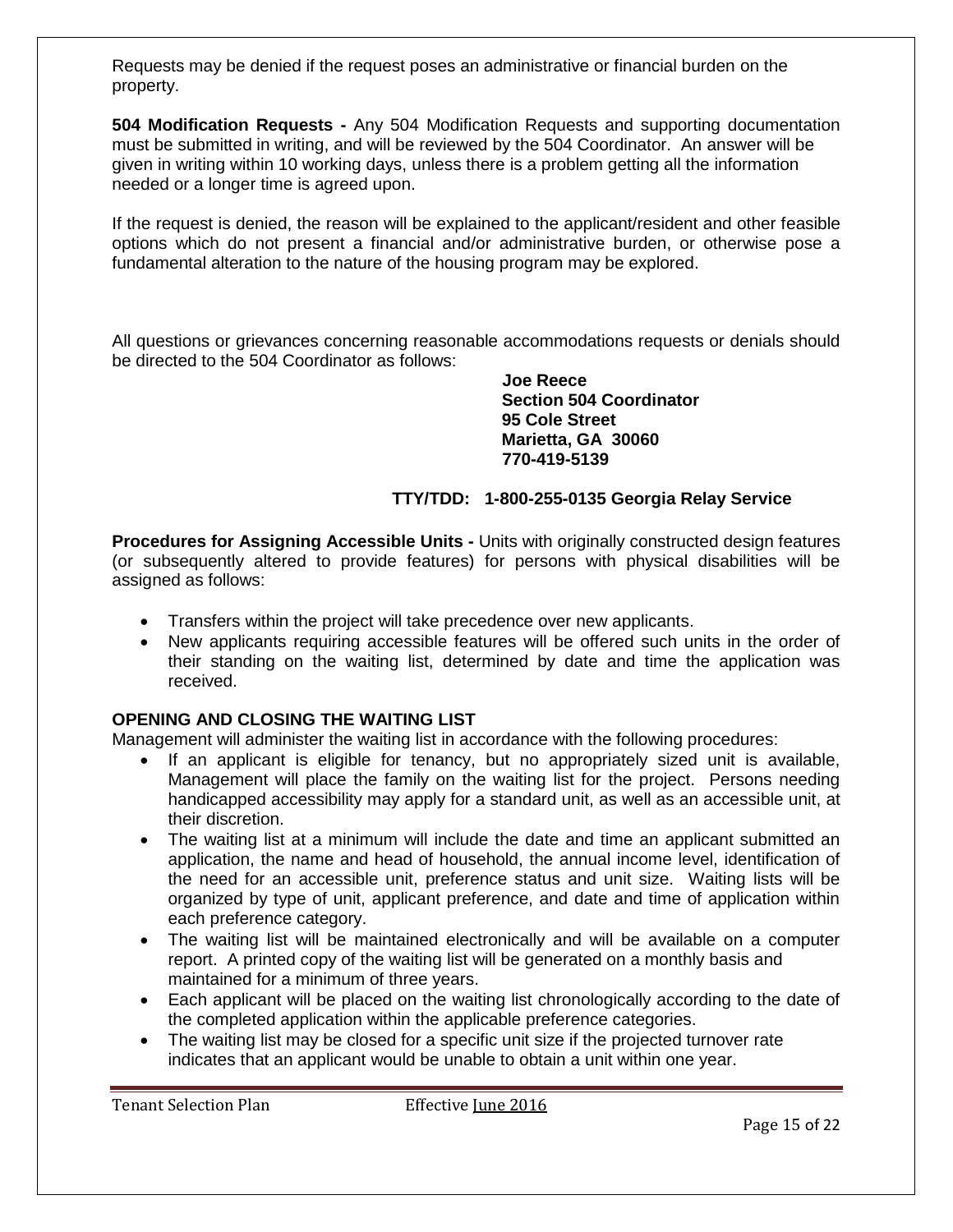Requests may be denied if the request poses an administrative or financial burden on the property.

**504 Modification Requests -** Any 504 Modification Requests and supporting documentation must be submitted in writing, and will be reviewed by the 504 Coordinator. An answer will be given in writing within 10 working days, unless there is a problem getting all the information needed or a longer time is agreed upon.

If the request is denied, the reason will be explained to the applicant/resident and other feasible options which do not present a financial and/or administrative burden, or otherwise pose a fundamental alteration to the nature of the housing program may be explored.

All questions or grievances concerning reasonable accommodations requests or denials should be directed to the 504 Coordinator as follows:

**Joe Reece**
**Section 504 Coordinator**
**95 Cole Street**
**Marietta, GA 30060**
**770-419-5139**

**TTY/TDD: 1-800-255-0135 Georgia Relay Service**

**Procedures for Assigning Accessible Units -** Units with originally constructed design features (or subsequently altered to provide features) for persons with physical disabilities will be assigned as follows:

- Transfers within the project will take precedence over new applicants.
- New applicants requiring accessible features will be offered such units in the order of their standing on the waiting list, determined by date and time the application was received.

**OPENING AND CLOSING THE WAITING LIST**

Management will administer the waiting list in accordance with the following procedures:

- If an applicant is eligible for tenancy, but no appropriately sized unit is available, Management will place the family on the waiting list for the project. Persons needing handicapped accessibility may apply for a standard unit, as well as an accessible unit, at their discretion.
- The waiting list at a minimum will include the date and time an applicant submitted an application, the name and head of household, the annual income level, identification of the need for an accessible unit, preference status and unit size. Waiting lists will be organized by type of unit, applicant preference, and date and time of application within each preference category.
- The waiting list will be maintained electronically and will be available on a computer report. A printed copy of the waiting list will be generated on a monthly basis and maintained for a minimum of three years.
- Each applicant will be placed on the waiting list chronologically according to the date of the completed application within the applicable preference categories.
- The waiting list may be closed for a specific unit size if the projected turnover rate indicates that an applicant would be unable to obtain a unit within one year.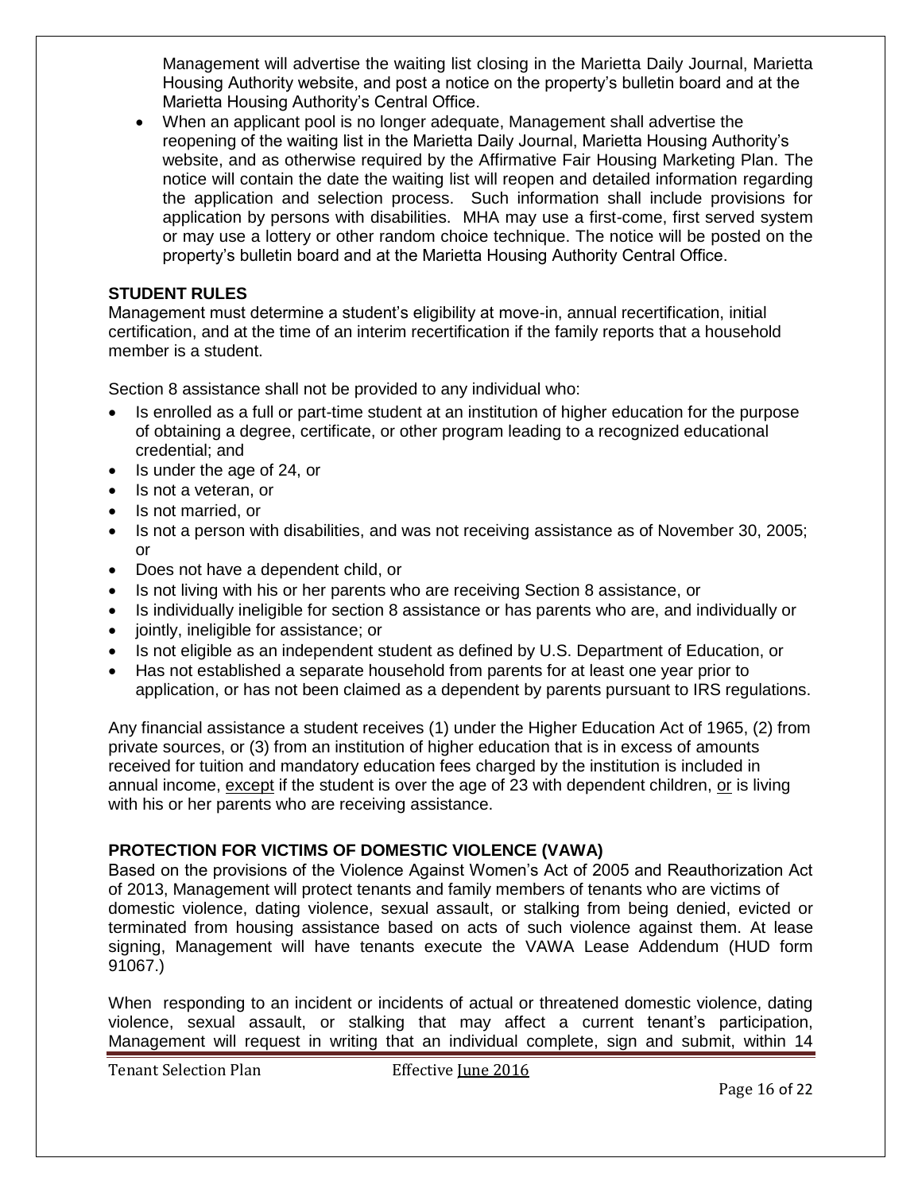Management will advertise the waiting list closing in the Marietta Daily Journal, Marietta Housing Authority website, and post a notice on the property's bulletin board and at the Marietta Housing Authority's Central Office.

- When an applicant pool is no longer adequate, Management shall advertise the reopening of the waiting list in the Marietta Daily Journal, Marietta Housing Authority's website, and as otherwise required by the Affirmative Fair Housing Marketing Plan. The notice will contain the date the waiting list will reopen and detailed information regarding the application and selection process. Such information shall include provisions for application by persons with disabilities. MHA may use a first-come, first served system or may use a lottery or other random choice technique. The notice will be posted on the property's bulletin board and at the Marietta Housing Authority Central Office.

## STUDENT RULES

Management must determine a student's eligibility at move-in, annual recertification, initial certification, and at the time of an interim recertification if the family reports that a household member is a student.

Section 8 assistance shall not be provided to any individual who:

- Is enrolled as a full or part-time student at an institution of higher education for the purpose of obtaining a degree, certificate, or other program leading to a recognized educational credential; and
- Is under the age of 24, or
- Is not a veteran, or
- Is not married, or
- Is not a person with disabilities, and was not receiving assistance as of November 30, 2005; or
- Does not have a dependent child, or
- Is not living with his or her parents who are receiving Section 8 assistance, or
- Is individually ineligible for section 8 assistance or has parents who are, and individually or
- jointly, ineligible for assistance; or
- Is not eligible as an independent student as defined by U.S. Department of Education, or
- Has not established a separate household from parents for at least one year prior to application, or has not been claimed as a dependent by parents pursuant to IRS regulations.

Any financial assistance a student receives (1) under the Higher Education Act of 1965, (2) from private sources, or (3) from an institution of higher education that is in excess of amounts received for tuition and mandatory education fees charged by the institution is included in annual income, <u>except</u> if the student is over the age of 23 with dependent children, <u>or</u> is living with his or her parents who are receiving assistance.

## PROTECTION FOR VICTIMS OF DOMESTIC VIOLENCE (VAWA)

Based on the provisions of the Violence Against Women's Act of 2005 and Reauthorization Act of 2013, Management will protect tenants and family members of tenants who are victims of domestic violence, dating violence, sexual assault, or stalking from being denied, evicted or terminated from housing assistance based on acts of such violence against them. At lease signing, Management will have tenants execute the VAWA Lease Addendum (HUD form 91067.)

When responding to an incident or incidents of actual or threatened domestic violence, dating violence, sexual assault, or stalking that may affect a current tenant's participation, Management will request in writing that an individual complete, sign and submit, within 14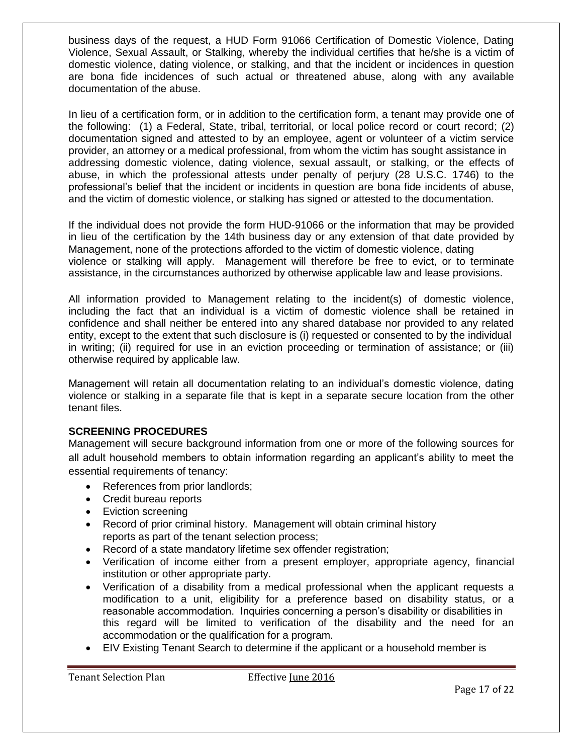business days of the request, a HUD Form 91066 Certification of Domestic Violence, Dating Violence, Sexual Assault, or Stalking, whereby the individual certifies that he/she is a victim of domestic violence, dating violence, or stalking, and that the incident or incidences in question are bona fide incidences of such actual or threatened abuse, along with any available documentation of the abuse.

In lieu of a certification form, or in addition to the certification form, a tenant may provide one of the following: (1) a Federal, State, tribal, territorial, or local police record or court record; (2) documentation signed and attested to by an employee, agent or volunteer of a victim service provider, an attorney or a medical professional, from whom the victim has sought assistance in addressing domestic violence, dating violence, sexual assault, or stalking, or the effects of abuse, in which the professional attests under penalty of perjury (28 U.S.C. 1746) to the professional's belief that the incident or incidents in question are bona fide incidents of abuse, and the victim of domestic violence, or stalking has signed or attested to the documentation.

If the individual does not provide the form HUD-91066 or the information that may be provided in lieu of the certification by the 14th business day or any extension of that date provided by Management, none of the protections afforded to the victim of domestic violence, dating violence or stalking will apply. Management will therefore be free to evict, or to terminate assistance, in the circumstances authorized by otherwise applicable law and lease provisions.

All information provided to Management relating to the incident(s) of domestic violence, including the fact that an individual is a victim of domestic violence shall be retained in confidence and shall neither be entered into any shared database nor provided to any related entity, except to the extent that such disclosure is (i) requested or consented to by the individual in writing; (ii) required for use in an eviction proceeding or termination of assistance; or (iii) otherwise required by applicable law.

Management will retain all documentation relating to an individual's domestic violence, dating violence or stalking in a separate file that is kept in a separate secure location from the other tenant files.

**SCREENING PROCEDURES**

Management will secure background information from one or more of the following sources for all adult household members to obtain information regarding an applicant's ability to meet the essential requirements of tenancy:

- References from prior landlords;
- Credit bureau reports
- Eviction screening
- Record of prior criminal history. Management will obtain criminal history reports as part of the tenant selection process;
- Record of a state mandatory lifetime sex offender registration;
- Verification of income either from a present employer, appropriate agency, financial institution or other appropriate party.
- Verification of a disability from a medical professional when the applicant requests a modification to a unit, eligibility for a preference based on disability status, or a reasonable accommodation. Inquiries concerning a person's disability or disabilities in this regard will be limited to verification of the disability and the need for an accommodation or the qualification for a program.
- EIV Existing Tenant Search to determine if the applicant or a household member is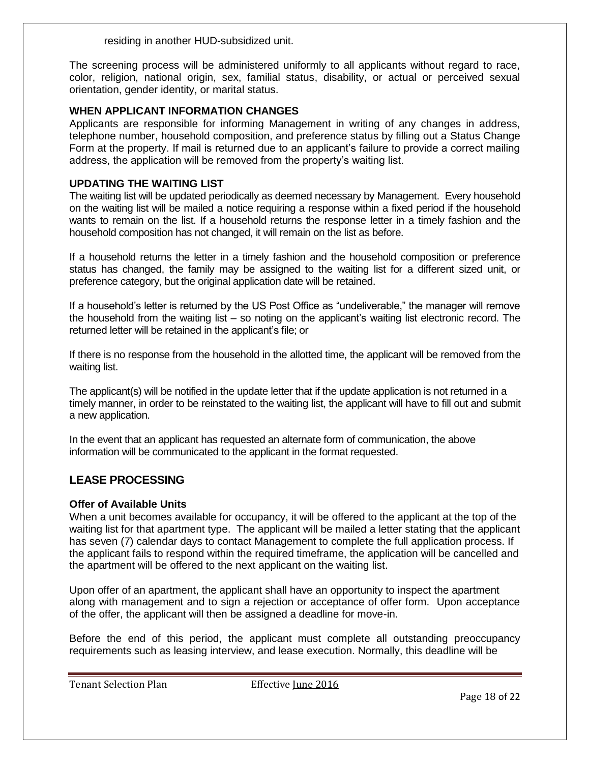residing in another HUD-subsidized unit.

The screening process will be administered uniformly to all applicants without regard to race, color, religion, national origin, sex, familial status, disability, or actual or perceived sexual orientation, gender identity, or marital status.

### WHEN APPLICANT INFORMATION CHANGES

Applicants are responsible for informing Management in writing of any changes in address, telephone number, household composition, and preference status by filling out a Status Change Form at the property. If mail is returned due to an applicant's failure to provide a correct mailing address, the application will be removed from the property's waiting list.

### UPDATING THE WAITING LIST

The waiting list will be updated periodically as deemed necessary by Management. Every household on the waiting list will be mailed a notice requiring a response within a fixed period if the household wants to remain on the list. If a household returns the response letter in a timely fashion and the household composition has not changed, it will remain on the list as before.

If a household returns the letter in a timely fashion and the household composition or preference status has changed, the family may be assigned to the waiting list for a different sized unit, or preference category, but the original application date will be retained.

If a household's letter is returned by the US Post Office as "undeliverable," the manager will remove the household from the waiting list – so noting on the applicant's waiting list electronic record. The returned letter will be retained in the applicant's file; or

If there is no response from the household in the allotted time, the applicant will be removed from the waiting list.

The applicant(s) will be notified in the update letter that if the update application is not returned in a timely manner, in order to be reinstated to the waiting list, the applicant will have to fill out and submit a new application.

In the event that an applicant has requested an alternate form of communication, the above information will be communicated to the applicant in the format requested.

## LEASE PROCESSING

### Offer of Available Units

When a unit becomes available for occupancy, it will be offered to the applicant at the top of the waiting list for that apartment type. The applicant will be mailed a letter stating that the applicant has seven (7) calendar days to contact Management to complete the full application process. If the applicant fails to respond within the required timeframe, the application will be cancelled and the apartment will be offered to the next applicant on the waiting list.

Upon offer of an apartment, the applicant shall have an opportunity to inspect the apartment along with management and to sign a rejection or acceptance of offer form. Upon acceptance of the offer, the applicant will then be assigned a deadline for move-in.

Before the end of this period, the applicant must complete all outstanding preoccupancy requirements such as leasing interview, and lease execution. Normally, this deadline will be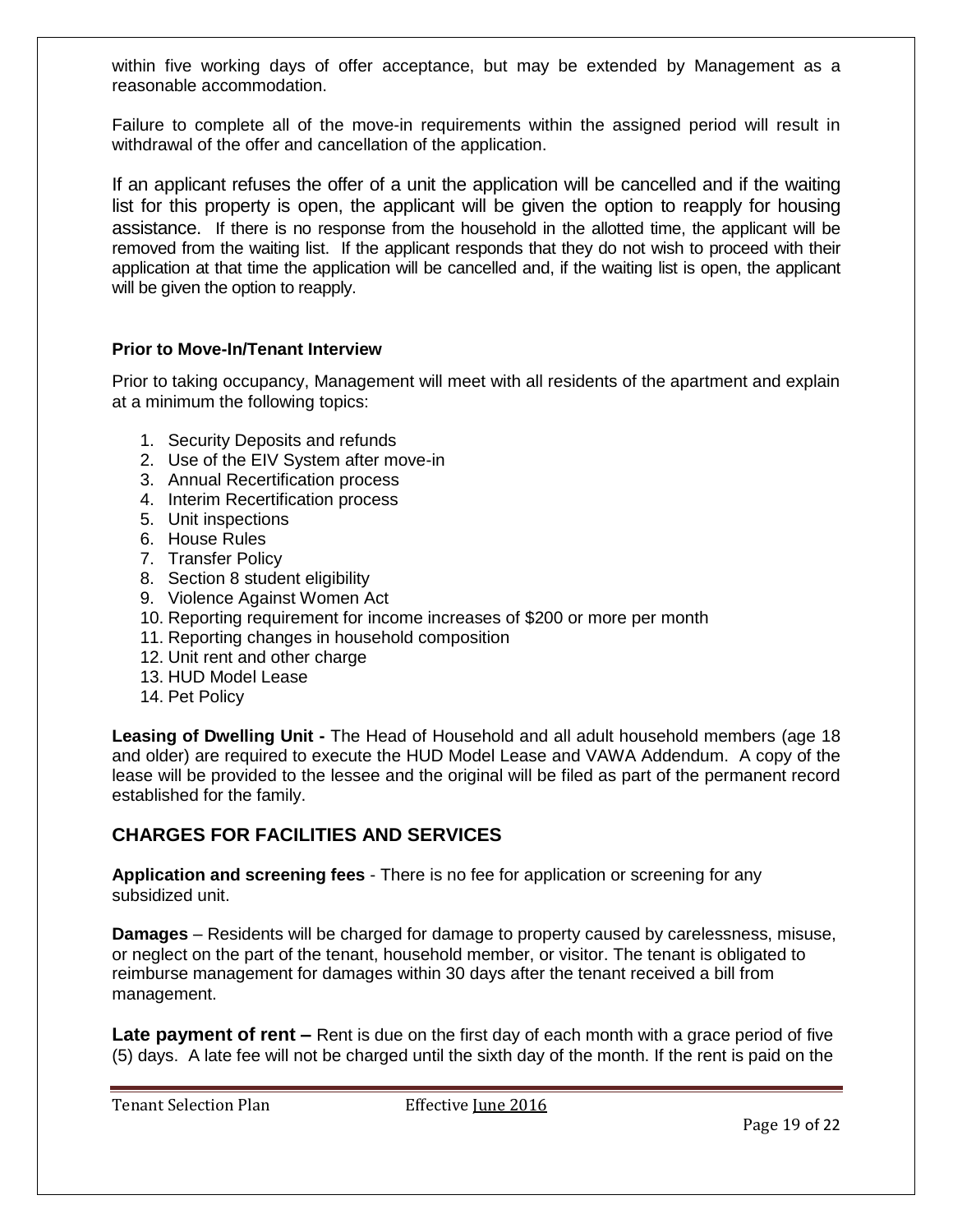within five working days of offer acceptance, but may be extended by Management as a reasonable accommodation.

Failure to complete all of the move-in requirements within the assigned period will result in withdrawal of the offer and cancellation of the application.

If an applicant refuses the offer of a unit the application will be cancelled and if the waiting list for this property is open, the applicant will be given the option to reapply for housing assistance. If there is no response from the household in the allotted time, the applicant will be removed from the waiting list. If the applicant responds that they do not wish to proceed with their application at that time the application will be cancelled and, if the waiting list is open, the applicant will be given the option to reapply.

**Prior to Move-In/Tenant Interview**

Prior to taking occupancy, Management will meet with all residents of the apartment and explain at a minimum the following topics:

1. Security Deposits and refunds
2. Use of the EIV System after move-in
3. Annual Recertification process
4. Interim Recertification process
5. Unit inspections
6. House Rules
7. Transfer Policy
8. Section 8 student eligibility
9. Violence Against Women Act
10. Reporting requirement for income increases of $200 or more per month
11. Reporting changes in household composition
12. Unit rent and other charge
13. HUD Model Lease
14. Pet Policy

**Leasing of Dwelling Unit -** The Head of Household and all adult household members (age 18 and older) are required to execute the HUD Model Lease and VAWA Addendum. A copy of the lease will be provided to the lessee and the original will be filed as part of the permanent record established for the family.

## CHARGES FOR FACILITIES AND SERVICES

**Application and screening fees** - There is no fee for application or screening for any subsidized unit.

**Damages** – Residents will be charged for damage to property caused by carelessness, misuse, or neglect on the part of the tenant, household member, or visitor. The tenant is obligated to reimburse management for damages within 30 days after the tenant received a bill from management.

**Late payment of rent –** Rent is due on the first day of each month with a grace period of five (5) days. A late fee will not be charged until the sixth day of the month. If the rent is paid on the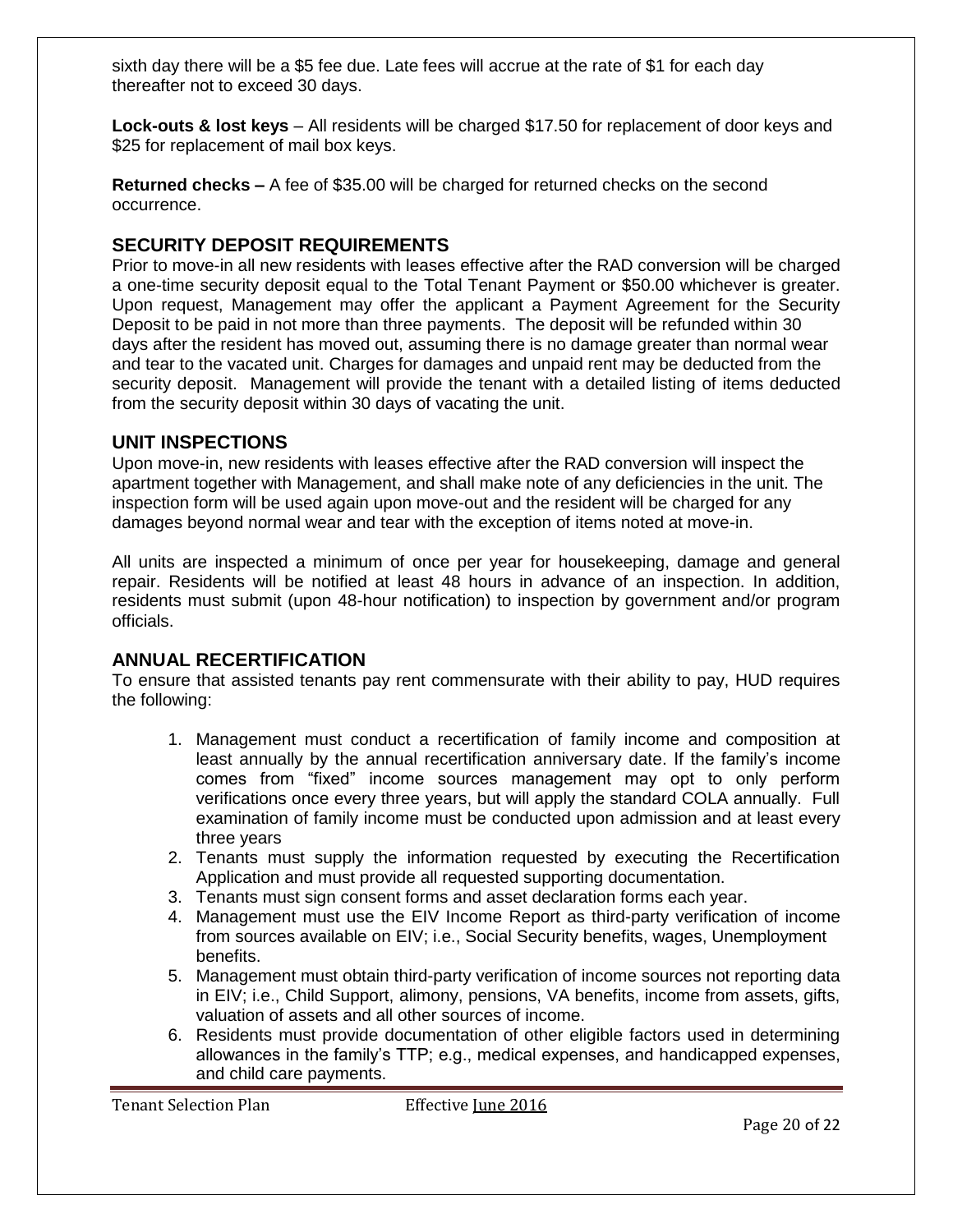sixth day there will be a $5 fee due. Late fees will accrue at the rate of $1 for each day thereafter not to exceed 30 days.

**Lock-outs & lost keys** – All residents will be charged $17.50 for replacement of door keys and $25 for replacement of mail box keys.

**Returned checks –** A fee of $35.00 will be charged for returned checks on the second occurrence.

## SECURITY DEPOSIT REQUIREMENTS

Prior to move-in all new residents with leases effective after the RAD conversion will be charged a one-time security deposit equal to the Total Tenant Payment or $50.00 whichever is greater. Upon request, Management may offer the applicant a Payment Agreement for the Security Deposit to be paid in not more than three payments. The deposit will be refunded within 30 days after the resident has moved out, assuming there is no damage greater than normal wear and tear to the vacated unit. Charges for damages and unpaid rent may be deducted from the security deposit. Management will provide the tenant with a detailed listing of items deducted from the security deposit within 30 days of vacating the unit.

## UNIT INSPECTIONS

Upon move-in, new residents with leases effective after the RAD conversion will inspect the apartment together with Management, and shall make note of any deficiencies in the unit. The inspection form will be used again upon move-out and the resident will be charged for any damages beyond normal wear and tear with the exception of items noted at move-in.

All units are inspected a minimum of once per year for housekeeping, damage and general repair. Residents will be notified at least 48 hours in advance of an inspection. In addition, residents must submit (upon 48-hour notification) to inspection by government and/or program officials.

## ANNUAL RECERTIFICATION

To ensure that assisted tenants pay rent commensurate with their ability to pay, HUD requires the following:

1. Management must conduct a recertification of family income and composition at least annually by the annual recertification anniversary date. If the family's income comes from "fixed" income sources management may opt to only perform verifications once every three years, but will apply the standard COLA annually. Full examination of family income must be conducted upon admission and at least every three years
2. Tenants must supply the information requested by executing the Recertification Application and must provide all requested supporting documentation.
3. Tenants must sign consent forms and asset declaration forms each year.
4. Management must use the EIV Income Report as third-party verification of income from sources available on EIV; i.e., Social Security benefits, wages, Unemployment benefits.
5. Management must obtain third-party verification of income sources not reporting data in EIV; i.e., Child Support, alimony, pensions, VA benefits, income from assets, gifts, valuation of assets and all other sources of income.
6. Residents must provide documentation of other eligible factors used in determining allowances in the family's TTP; e.g., medical expenses, and handicapped expenses, and child care payments.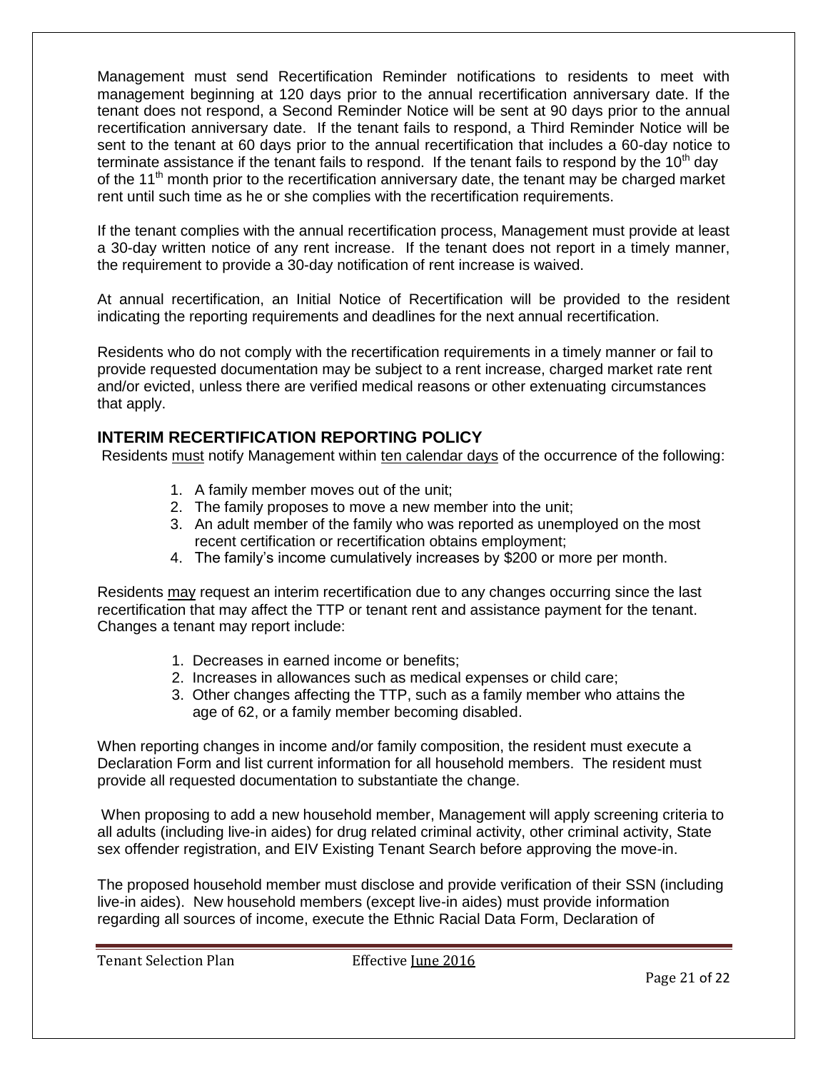Management must send Recertification Reminder notifications to residents to meet with management beginning at 120 days prior to the annual recertification anniversary date. If the tenant does not respond, a Second Reminder Notice will be sent at 90 days prior to the annual recertification anniversary date. If the tenant fails to respond, a Third Reminder Notice will be sent to the tenant at 60 days prior to the annual recertification that includes a 60-day notice to terminate assistance if the tenant fails to respond. If the tenant fails to respond by the 10th day of the 11th month prior to the recertification anniversary date, the tenant may be charged market rent until such time as he or she complies with the recertification requirements.

If the tenant complies with the annual recertification process, Management must provide at least a 30-day written notice of any rent increase. If the tenant does not report in a timely manner, the requirement to provide a 30-day notification of rent increase is waived.

At annual recertification, an Initial Notice of Recertification will be provided to the resident indicating the reporting requirements and deadlines for the next annual recertification.

Residents who do not comply with the recertification requirements in a timely manner or fail to provide requested documentation may be subject to a rent increase, charged market rate rent and/or evicted, unless there are verified medical reasons or other extenuating circumstances that apply.

## INTERIM RECERTIFICATION REPORTING POLICY

Residents <u>must</u> notify Management within <u>ten calendar days</u> of the occurrence of the following:

1. A family member moves out of the unit;
2. The family proposes to move a new member into the unit;
3. An adult member of the family who was reported as unemployed on the most recent certification or recertification obtains employment;
4. The family's income cumulatively increases by $200 or more per month.

Residents <u>may</u> request an interim recertification due to any changes occurring since the last recertification that may affect the TTP or tenant rent and assistance payment for the tenant. Changes a tenant may report include:

1. Decreases in earned income or benefits;
2. Increases in allowances such as medical expenses or child care;
3. Other changes affecting the TTP, such as a family member who attains the age of 62, or a family member becoming disabled.

When reporting changes in income and/or family composition, the resident must execute a Declaration Form and list current information for all household members. The resident must provide all requested documentation to substantiate the change.

When proposing to add a new household member, Management will apply screening criteria to all adults (including live-in aides) for drug related criminal activity, other criminal activity, State sex offender registration, and EIV Existing Tenant Search before approving the move-in.

The proposed household member must disclose and provide verification of their SSN (including live-in aides). New household members (except live-in aides) must provide information regarding all sources of income, execute the Ethnic Racial Data Form, Declaration of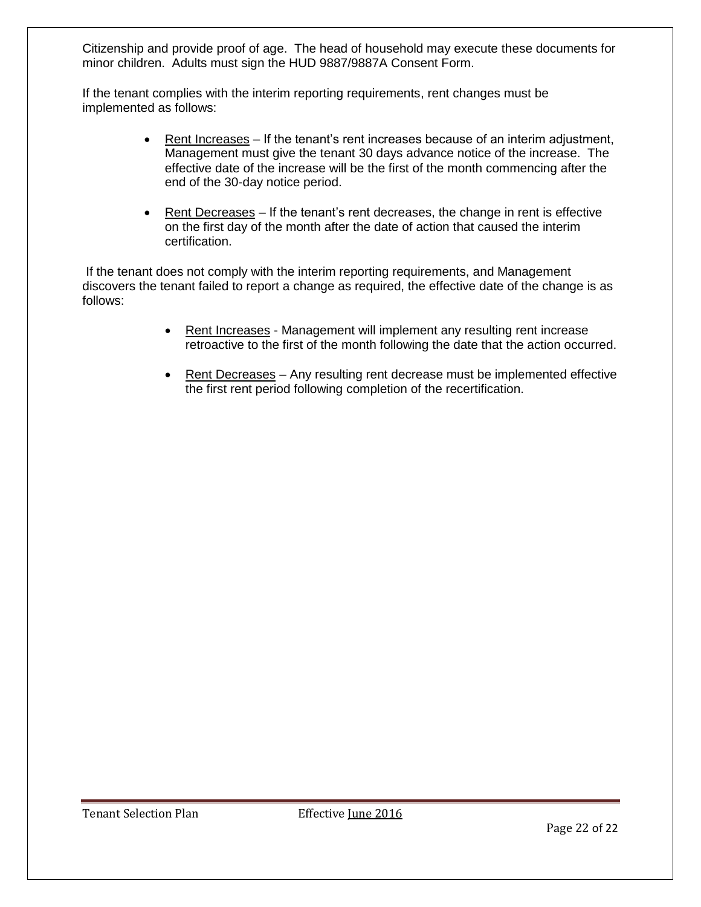Citizenship and provide proof of age. The head of household may execute these documents for minor children. Adults must sign the HUD 9887/9887A Consent Form.

If the tenant complies with the interim reporting requirements, rent changes must be implemented as follows:

- Rent Increases – If the tenant's rent increases because of an interim adjustment, Management must give the tenant 30 days advance notice of the increase. The effective date of the increase will be the first of the month commencing after the end of the 30-day notice period.
- Rent Decreases – If the tenant's rent decreases, the change in rent is effective on the first day of the month after the date of action that caused the interim certification.

If the tenant does not comply with the interim reporting requirements, and Management discovers the tenant failed to report a change as required, the effective date of the change is as follows:

- Rent Increases - Management will implement any resulting rent increase retroactive to the first of the month following the date that the action occurred.
- Rent Decreases – Any resulting rent decrease must be implemented effective the first rent period following completion of the recertification.